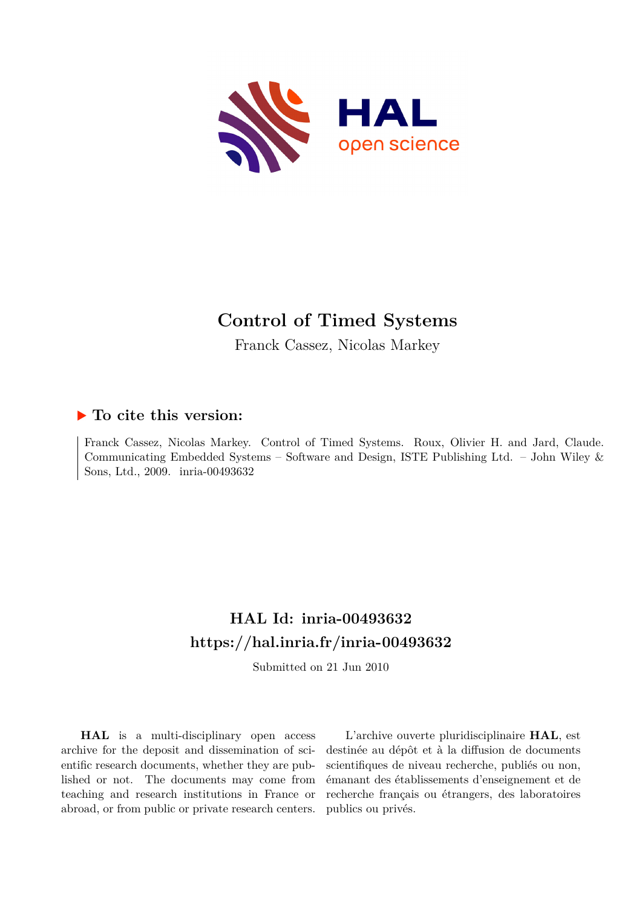# Control of Timed Systems

Franck Cassez, Nicolas Markey

## ▶ To cite this version:

Franck Cassez, Nicolas Markey. Control of Timed Systems. Roux, Olivier H. and Jard, Claude. Communicating Embedded Systems – Software and Design, ISTE Publishing Ltd. – John Wiley & Sons, Ltd., 2009. inria-00493632

## HAL Id: inria-00493632

## https://hal.inria.fr/inria-00493632

Submitted on 21 Jun 2010

**HAL** is a multi-disciplinary open access archive for the deposit and dissemination of scientific research documents, whether they are published or not. The documents may come from teaching and research institutions in France or abroad, or from public or private research centers.

L'archive ouverte pluridisciplinaire **HAL**, est destinée au dépôt et à la diffusion de documents scientifiques de niveau recherche, publiés ou non, émanant des établissements d'enseignement et de recherche français ou étrangers, des laboratoires publics ou privés.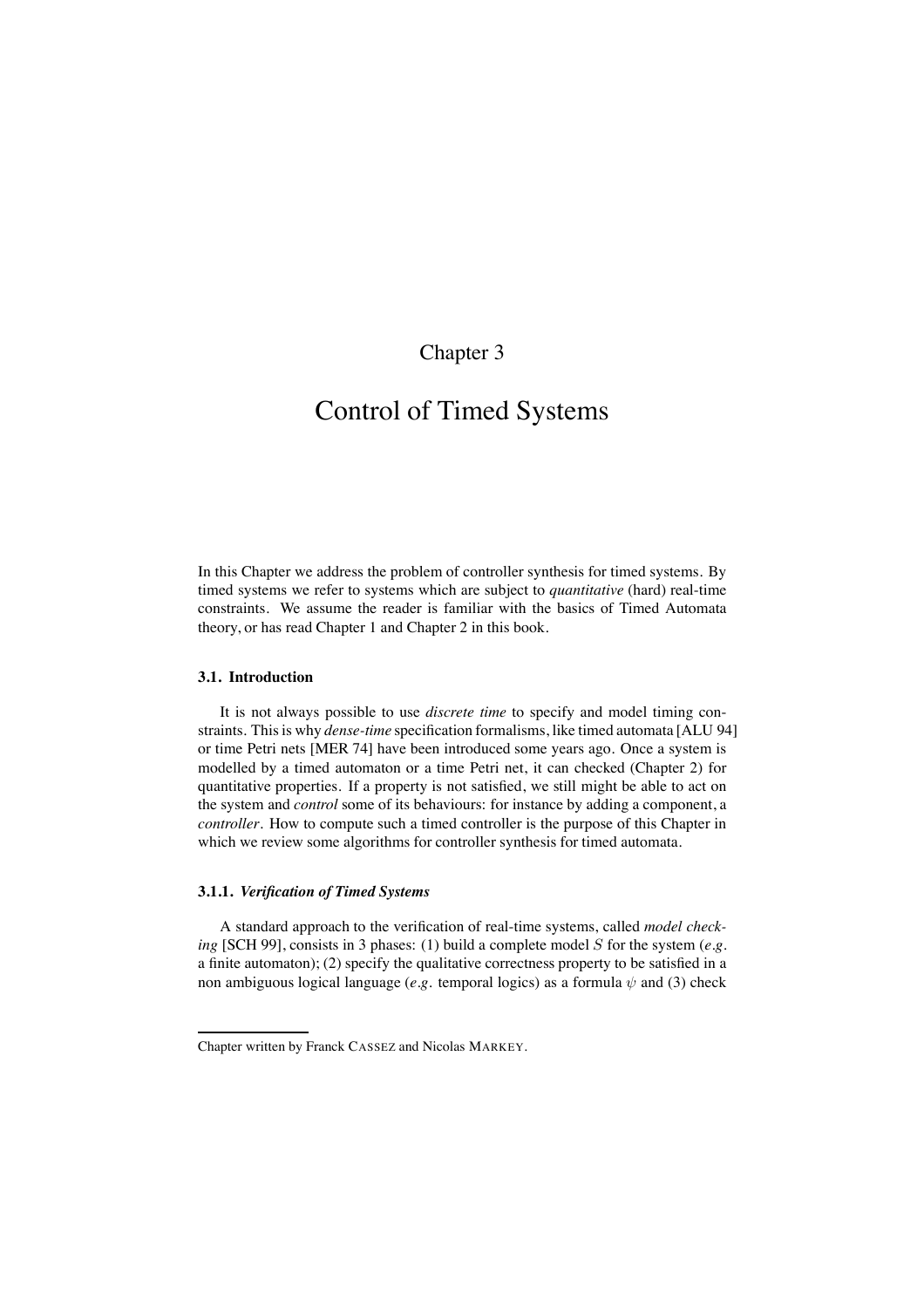# Chapter 3

# Control of Timed Systems

In this Chapter we address the problem of controller synthesis for timed systems. By timed systems we refer to systems which are subject to *quantitative* (hard) real-time constraints. We assume the reader is familiar with the basics of Timed Automata theory, or has read Chapter 1 and Chapter 2 in this book.

### 3.1. Introduction

It is not always possible to use *discrete time* to specify and model timing constraints. This is why *dense-time* specification formalisms, like timed automata [ALU 94] or time Petri nets [MER 74] have been introduced some years ago. Once a system is modelled by a timed automaton or a time Petri net, it can checked (Chapter 2) for quantitative properties. If a property is not satisfied, we still might be able to act on the system and *control* some of its behaviours: for instance by adding a component, a *controller*. How to compute such a timed controller is the purpose of this Chapter in which we review some algorithms for controller synthesis for timed automata.

#### 3.1.1. *Verification of Timed Systems*

A standard approach to the verification of real-time systems, called *model checking* [SCH 99], consists in 3 phases: (1) build a complete model $S$ for the system (*e.g.* a finite automaton); (2) specify the qualitative correctness property to be satisfied in a non ambiguous logical language (*e.g.* temporal logics) as a formula $\psi$ and (3) check

Chapter written by Franck CASSEZ and Nicolas MARKEY.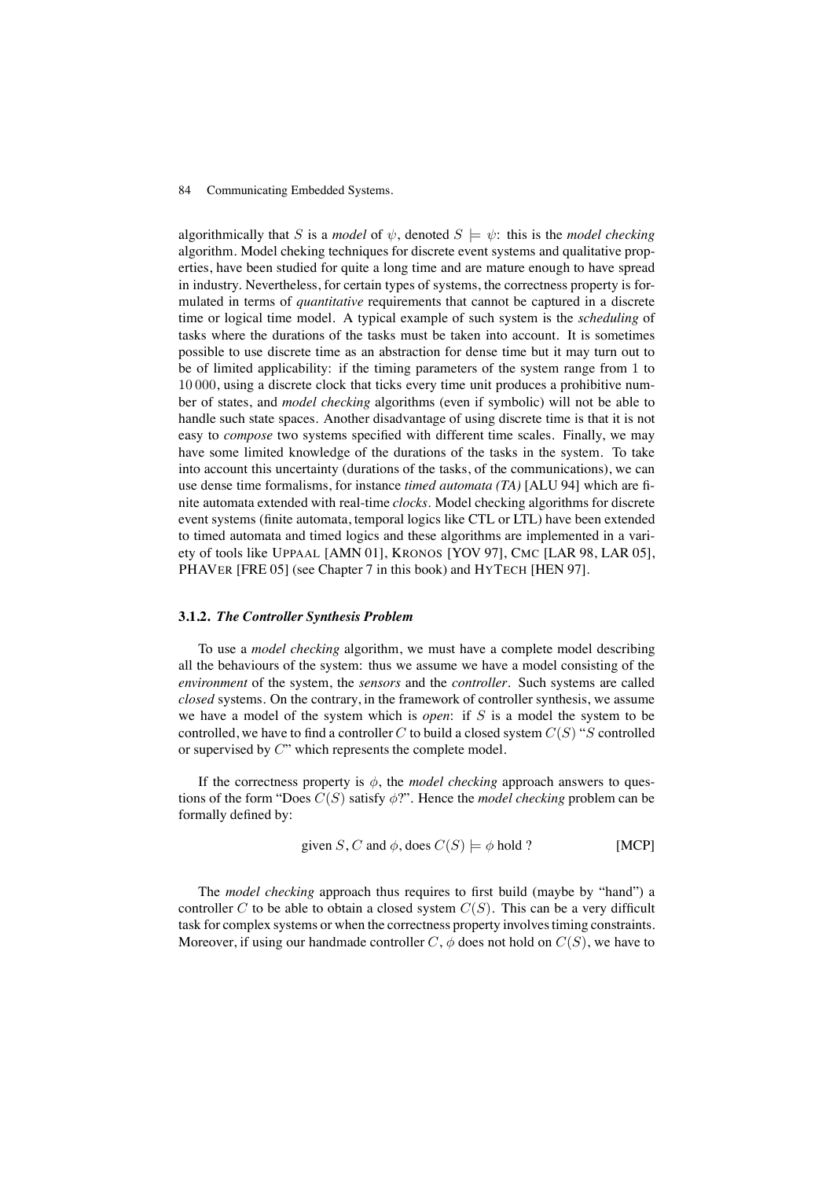algorithmically that $S$ is a *model* of $\psi$, denoted $S \models \psi$: this is the *model checking* algorithm. Model cheking techniques for discrete event systems and qualitative properties, have been studied for quite a long time and are mature enough to have spread in industry. Nevertheless, for certain types of systems, the correctness property is formulated in terms of *quantitative* requirements that cannot be captured in a discrete time or logical time model. A typical example of such system is the *scheduling* of tasks where the durations of the tasks must be taken into account. It is sometimes possible to use discrete time as an abstraction for dense time but it may turn out to be of limited applicability: if the timing parameters of the system range from 1 to 10 000, using a discrete clock that ticks every time unit produces a prohibitive number of states, and *model checking* algorithms (even if symbolic) will not be able to handle such state spaces. Another disadvantage of using discrete time is that it is not easy to *compose* two systems specified with different time scales. Finally, we may have some limited knowledge of the durations of the tasks in the system. To take into account this uncertainty (durations of the tasks, of the communications), we can use dense time formalisms, for instance *timed automata (TA)* [ALU 94] which are finite automata extended with real-time *clocks*. Model checking algorithms for discrete event systems (finite automata, temporal logics like CTL or LTL) have been extended to timed automata and timed logics and these algorithms are implemented in a variety of tools like UPPAAL [AMN 01], KRONOS [YOV 97], CMC [LAR 98, LAR 05], PHAVER [FRE 05] (see Chapter 7 in this book) and HYTECH [HEN 97].

### 3.1.2. *The Controller Synthesis Problem*

To use a *model checking* algorithm, we must have a complete model describing all the behaviours of the system: thus we assume we have a model consisting of the *environment* of the system, the *sensors* and the *controller*. Such systems are called *closed* systems. On the contrary, in the framework of controller synthesis, we assume we have a model of the system which is *open*: if $S$ is a model the system to be controlled, we have to find a controller $C$ to build a closed system $C(S)$ "$S$ controlled or supervised by $C$" which represents the complete model.

If the correctness property is $\phi$, the *model checking* approach answers to questions of the form "Does $C(S)$ satisfy $\phi$?". Hence the *model checking* problem can be formally defined by:

$$\text{given } S, C \text{ and } \phi, \text{ does } C(S) \models \phi \text{ hold ?} \qquad \text{[MCP]}$$

The *model checking* approach thus requires to first build (maybe by "hand") a controller $C$ to be able to obtain a closed system $C(S)$. This can be a very difficult task for complex systems or when the correctness property involves timing constraints. Moreover, if using our handmade controller $C$, $\phi$ does not hold on $C(S)$, we have to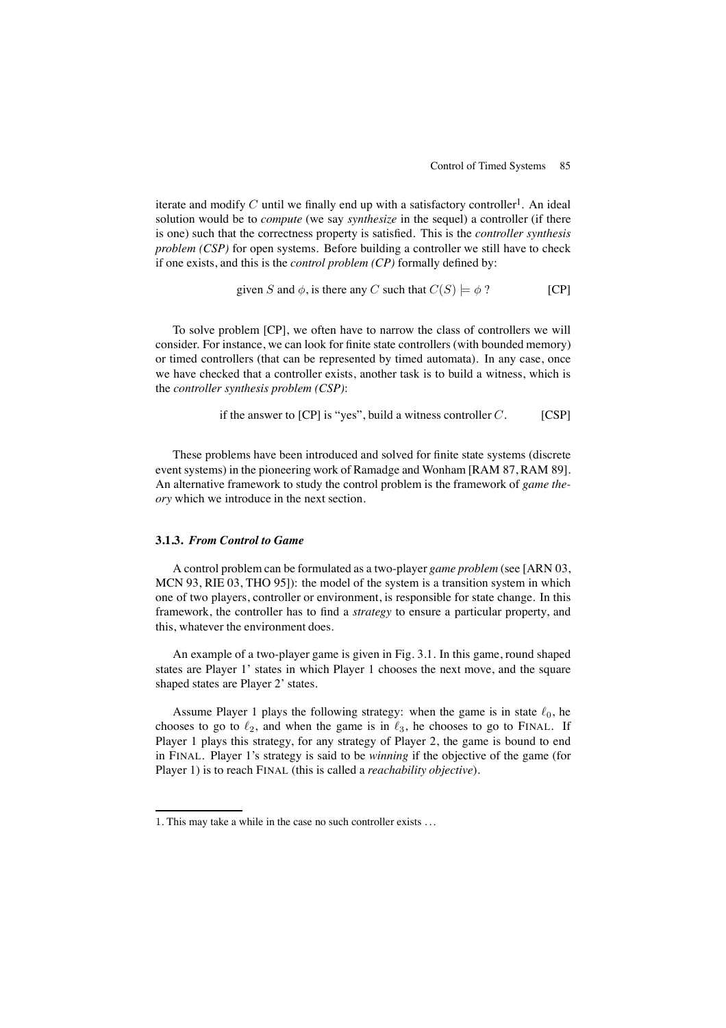iterate and modify $C$ until we finally end up with a satisfactory controller[1]. An ideal solution would be to *compute* (we say *synthesize* in the sequel) a controller (if there is one) such that the correctness property is satisfied. This is the *controller synthesis problem (CSP)* for open systems. Before building a controller we still have to check if one exists, and this is the *control problem (CP)* formally defined by:

$$\text{given } S \text{ and } \phi, \text{ is there any } C \text{ such that } C(S) \models \phi \text{ ?} \qquad \text{[CP]}$$

To solve problem [CP], we often have to narrow the class of controllers we will consider. For instance, we can look for finite state controllers (with bounded memory) or timed controllers (that can be represented by timed automata). In any case, once we have checked that a controller exists, another task is to build a witness, which is the *controller synthesis problem (CSP)*:

$$\text{if the answer to [CP] is "yes", build a witness controller } C. \qquad \text{[CSP]}$$

These problems have been introduced and solved for finite state systems (discrete event systems) in the pioneering work of Ramadge and Wonham [RAM 87, RAM 89]. An alternative framework to study the control problem is the framework of *game theory* which we introduce in the next section.

### 3.1.3. *From Control to Game*

A control problem can be formulated as a two-player *game problem* (see [ARN 03, MCN 93, RIE 03, THO 95]): the model of the system is a transition system in which one of two players, controller or environment, is responsible for state change. In this framework, the controller has to find a *strategy* to ensure a particular property, and this, whatever the environment does.

An example of a two-player game is given in Fig. 3.1. In this game, round shaped states are Player 1' states in which Player 1 chooses the next move, and the square shaped states are Player 2' states.

Assume Player 1 plays the following strategy: when the game is in state $\ell_0$, he chooses to go to $\ell_2$, and when the game is in $\ell_3$, he chooses to go to FINAL. If Player 1 plays this strategy, for any strategy of Player 2, the game is bound to end in FINAL. Player 1's strategy is said to be *winning* if the objective of the game (for Player 1) is to reach FINAL (this is called a *reachability objective*).

---

1. This may take a while in the case no such controller exists ...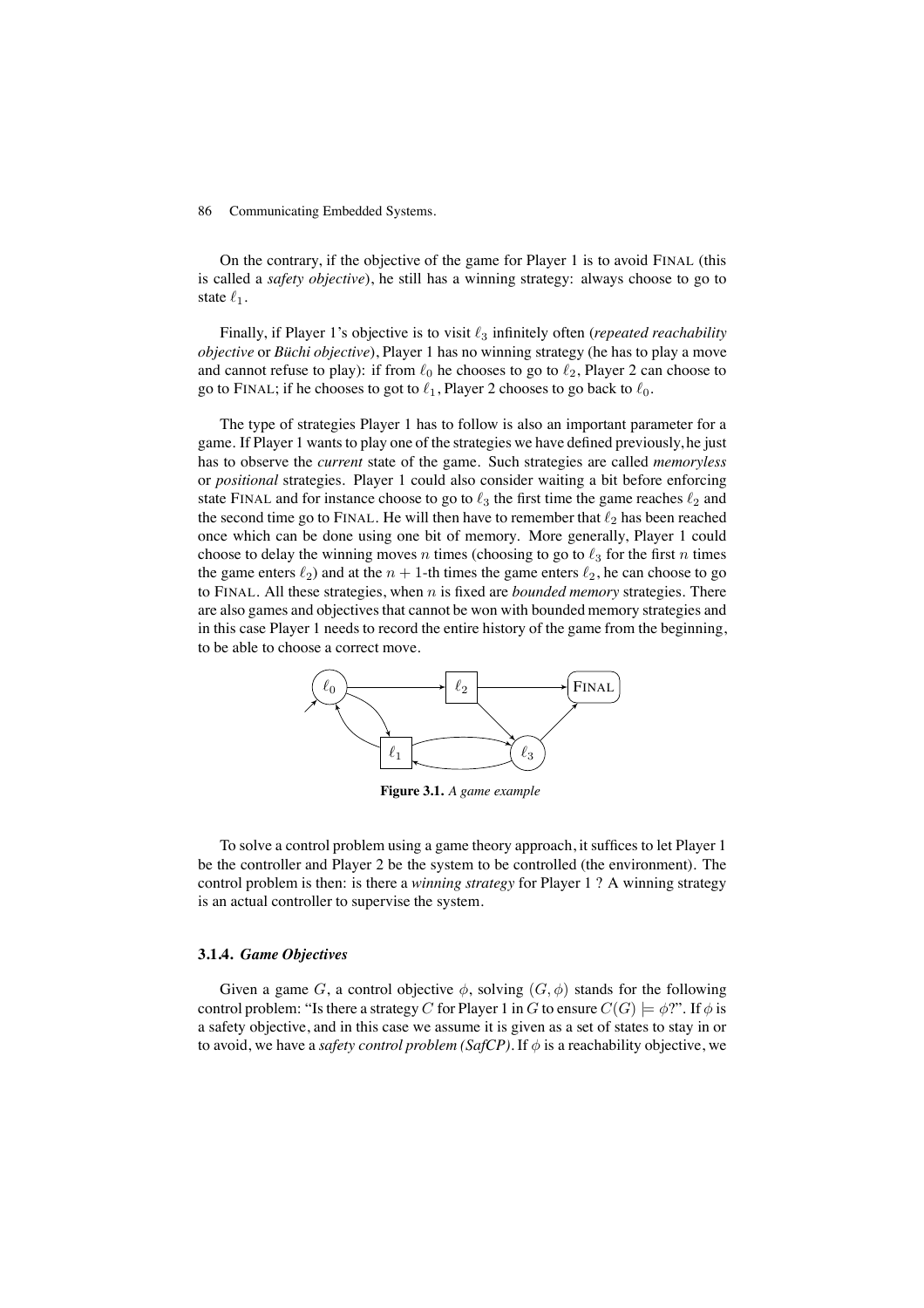On the contrary, if the objective of the game for Player 1 is to avoid FINAL (this is called a *safety objective*), he still has a winning strategy: always choose to go to state $\ell_1$.

Finally, if Player 1's objective is to visit $\ell_3$ infinitely often (*repeated reachability objective* or *Büchi objective*), Player 1 has no winning strategy (he has to play a move and cannot refuse to play): if from $\ell_0$ he chooses to go to $\ell_2$, Player 2 can choose to go to FINAL; if he chooses to got to $\ell_1$, Player 2 chooses to go back to $\ell_0$.

The type of strategies Player 1 has to follow is also an important parameter for a game. If Player 1 wants to play one of the strategies we have defined previously, he just has to observe the *current* state of the game. Such strategies are called *memoryless* or *positional* strategies. Player 1 could also consider waiting a bit before enforcing state FINAL and for instance choose to go to $\ell_3$ the first time the game reaches $\ell_2$ and the second time go to FINAL. He will then have to remember that $\ell_2$ has been reached once which can be done using one bit of memory. More generally, Player 1 could choose to delay the winning moves $n$ times (choosing to go to $\ell_3$ for the first $n$ times the game enters $\ell_2$) and at the $n+1$-th times the game enters $\ell_2$, he can choose to go to FINAL. All these strategies, when $n$ is fixed are *bounded memory* strategies. There are also games and objectives that cannot be won with bounded memory strategies and in this case Player 1 needs to record the entire history of the game from the beginning, to be able to choose a correct move.

**Figure 3.1.** *A game example*

To solve a control problem using a game theory approach, it suffices to let Player 1 be the controller and Player 2 be the system to be controlled (the environment). The control problem is then: is there a *winning strategy* for Player 1 ? A winning strategy is an actual controller to supervise the system.

### 3.1.4. *Game Objectives*

Given a game $G$, a control objective $\phi$, solving $(G, \phi)$ stands for the following control problem: "Is there a strategy $C$ for Player 1 in $G$ to ensure $C(G) \models \phi$?". If $\phi$ is a safety objective, and in this case we assume it is given as a set of states to stay in or to avoid, we have a *safety control problem (SafCP)*. If $\phi$ is a reachability objective, we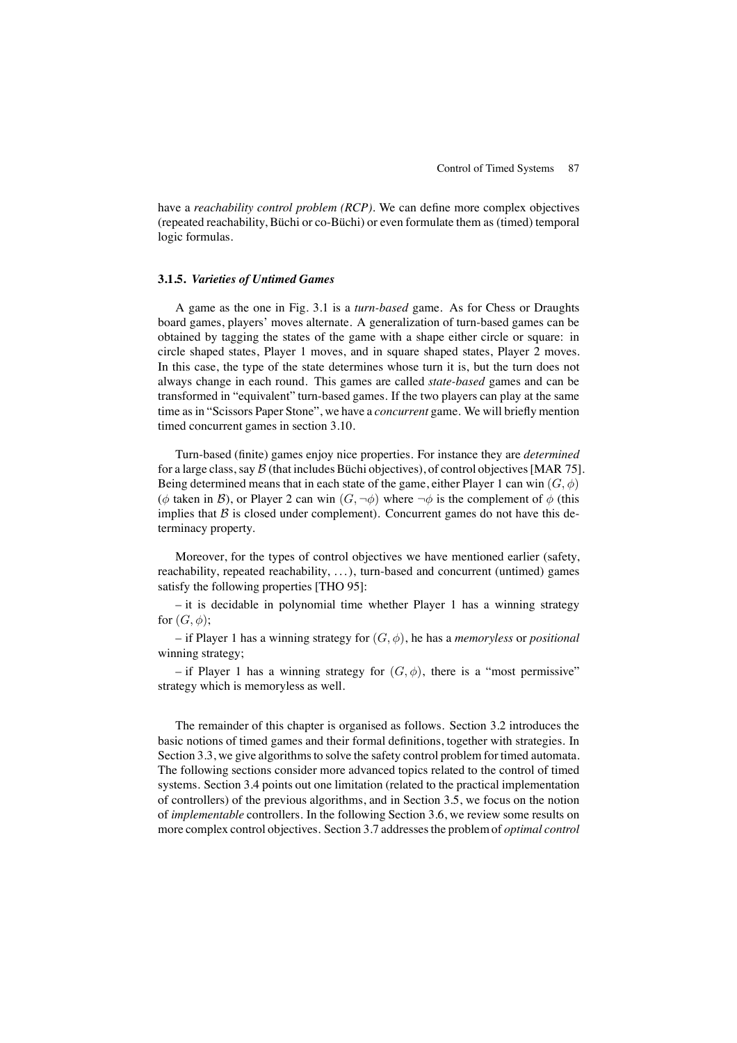have a *reachability control problem (RCP)*. We can define more complex objectives (repeated reachability, Büchi or co-Büchi) or even formulate them as (timed) temporal logic formulas.

### 3.1.5. *Varieties of Untimed Games*

A game as the one in Fig. 3.1 is a *turn-based* game. As for Chess or Draughts board games, players' moves alternate. A generalization of turn-based games can be obtained by tagging the states of the game with a shape either circle or square: in circle shaped states, Player 1 moves, and in square shaped states, Player 2 moves. In this case, the type of the state determines whose turn it is, but the turn does not always change in each round. This games are called *state-based* games and can be transformed in "equivalent" turn-based games. If the two players can play at the same time as in "Scissors Paper Stone", we have a *concurrent* game. We will briefly mention timed concurrent games in section 3.10.

Turn-based (finite) games enjoy nice properties. For instance they are *determined* for a large class, say $\mathcal{B}$ (that includes Büchi objectives), of control objectives [MAR 75]. Being determined means that in each state of the game, either Player 1 can win $(G, \phi)$ ($\phi$ taken in $\mathcal{B}$), or Player 2 can win $(G, \neg\phi)$ where $\neg\phi$ is the complement of $\phi$ (this implies that $\mathcal{B}$ is closed under complement). Concurrent games do not have this determinacy property.

Moreover, for the types of control objectives we have mentioned earlier (safety, reachability, repeated reachability, ...), turn-based and concurrent (untimed) games satisfy the following properties [THO 95]:

– it is decidable in polynomial time whether Player 1 has a winning strategy for $(G, \phi)$;

– if Player 1 has a winning strategy for $(G, \phi)$, he has a *memoryless* or *positional* winning strategy;

– if Player 1 has a winning strategy for $(G, \phi)$, there is a "most permissive" strategy which is memoryless as well.

The remainder of this chapter is organised as follows. Section 3.2 introduces the basic notions of timed games and their formal definitions, together with strategies. In Section 3.3, we give algorithms to solve the safety control problem for timed automata. The following sections consider more advanced topics related to the control of timed systems. Section 3.4 points out one limitation (related to the practical implementation of controllers) of the previous algorithms, and in Section 3.5, we focus on the notion of *implementable* controllers. In the following Section 3.6, we review some results on more complex control objectives. Section 3.7 addresses the problem of *optimal control*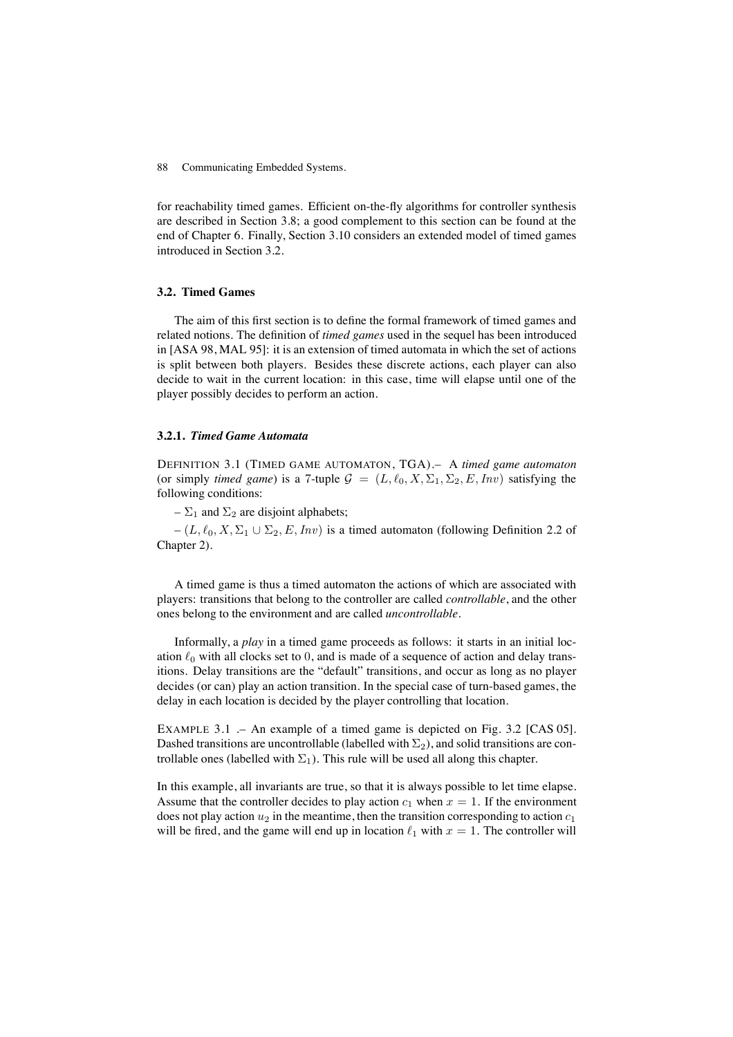for reachability timed games. Efficient on-the-fly algorithms for controller synthesis are described in Section 3.8; a good complement to this section can be found at the end of Chapter 6. Finally, Section 3.10 considers an extended model of timed games introduced in Section 3.2.

### 3.2. Timed Games

The aim of this first section is to define the formal framework of timed games and related notions. The definition of *timed games* used in the sequel has been introduced in [ASA 98, MAL 95]: it is an extension of timed automata in which the set of actions is split between both players. Besides these discrete actions, each player can also decide to wait in the current location: in this case, time will elapse until one of the player possibly decides to perform an action.

#### 3.2.1. *Timed Game Automata*

DEFINITION 3.1 (TIMED GAME AUTOMATON, TGA).– A *timed game automaton* (or simply *timed game*) is a 7-tuple $\mathcal{G} = (L, \ell_0, X, \Sigma_1, \Sigma_2, E, Inv)$ satisfying the following conditions:

– $\Sigma_1$ and $\Sigma_2$ are disjoint alphabets;

– $(L, \ell_0, X, \Sigma_1 \cup \Sigma_2, E, Inv)$ is a timed automaton (following Definition 2.2 of Chapter 2).

A timed game is thus a timed automaton the actions of which are associated with players: transitions that belong to the controller are called *controllable*, and the other ones belong to the environment and are called *uncontrollable*.

Informally, a *play* in a timed game proceeds as follows: it starts in an initial location $\ell_0$ with all clocks set to 0, and is made of a sequence of action and delay transitions. Delay transitions are the "default" transitions, and occur as long as no player decides (or can) play an action transition. In the special case of turn-based games, the delay in each location is decided by the player controlling that location.

EXAMPLE 3.1 .– An example of a timed game is depicted on Fig. 3.2 [CAS 05]. Dashed transitions are uncontrollable (labelled with $\Sigma_2$), and solid transitions are controllable ones (labelled with $\Sigma_1$). This rule will be used all along this chapter.

In this example, all invariants are true, so that it is always possible to let time elapse. Assume that the controller decides to play action $c_1$ when $x = 1$. If the environment does not play action $u_2$ in the meantime, then the transition corresponding to action $c_1$ will be fired, and the game will end up in location $\ell_1$ with $x = 1$. The controller will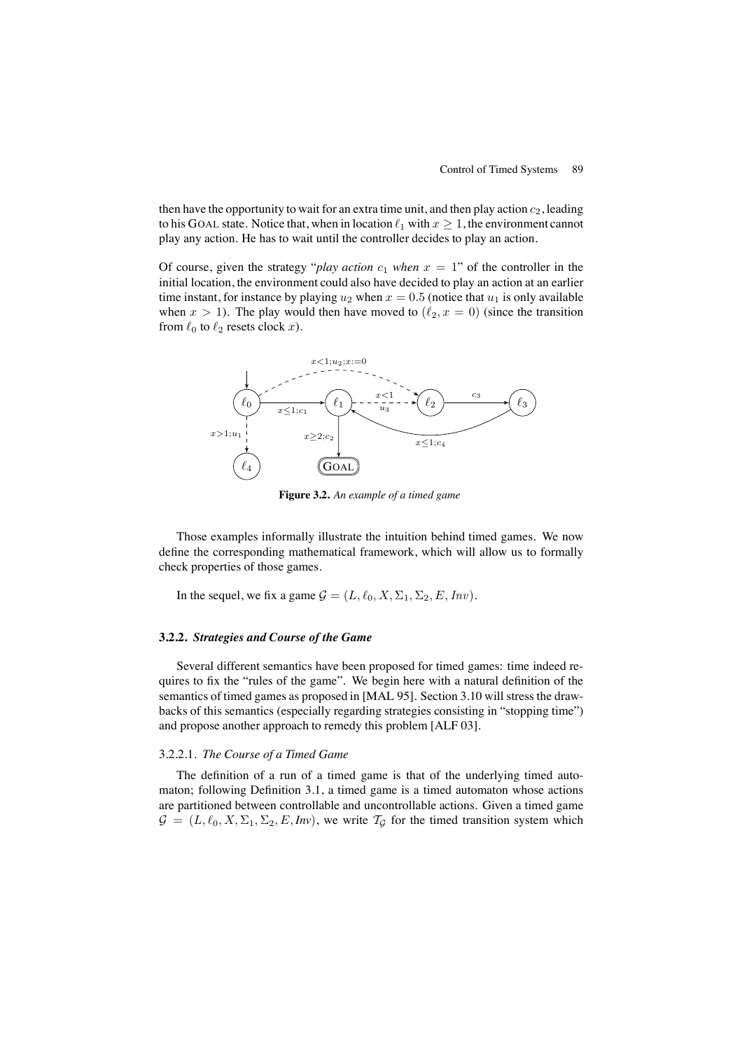then have the opportunity to wait for an extra time unit, and then play action $c_2$, leading to his GOAL state. Notice that, when in location $\ell_1$ with $x \geq 1$, the environment cannot play any action. He has to wait until the controller decides to play an action.

Of course, given the strategy "*play action* $c_1$ *when* $x = 1$" of the controller in the initial location, the environment could also have decided to play an action at an earlier time instant, for instance by playing $u_2$ when $x = 0.5$ (notice that $u_1$ is only available when $x > 1$). The play would then have moved to $(\ell_2, x = 0)$ (since the transition from $\ell_0$ to $\ell_2$ resets clock $x$).

**Figure 3.2.** *An example of a timed game*

Those examples informally illustrate the intuition behind timed games. We now define the corresponding mathematical framework, which will allow us to formally check properties of those games.

In the sequel, we fix a game $\mathcal{G} = (L, \ell_0, X, \Sigma_1, \Sigma_2, E, Inv)$.

### 3.2.2. *Strategies and Course of the Game*

Several different semantics have been proposed for timed games: time indeed requires to fix the "rules of the game". We begin here with a natural definition of the semantics of timed games as proposed in [MAL 95]. Section 3.10 will stress the drawbacks of this semantics (especially regarding strategies consisting in "stopping time") and propose another approach to remedy this problem [ALF 03].

#### 3.2.2.1. *The Course of a Timed Game*

The definition of a run of a timed game is that of the underlying timed automaton; following Definition 3.1, a timed game is a timed automaton whose actions are partitioned between controllable and uncontrollable actions. Given a timed game $\mathcal{G} = (L, \ell_0, X, \Sigma_1, \Sigma_2, E, Inv)$, we write $\mathcal{T}_\mathcal{G}$ for the timed transition system which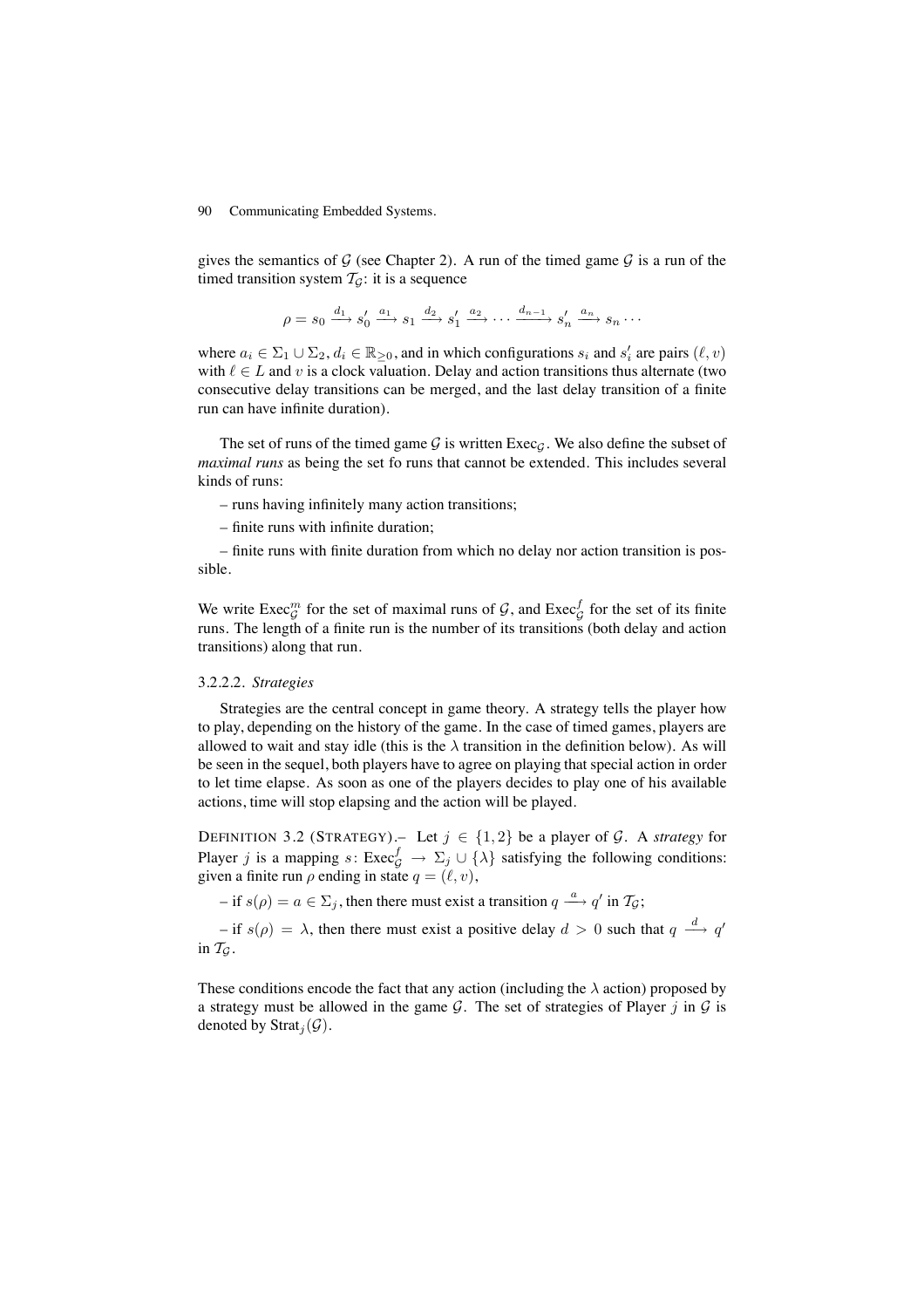gives the semantics of $\mathcal{G}$ (see Chapter 2). A run of the timed game $\mathcal{G}$ is a run of the timed transition system $\mathcal{T}_\mathcal{G}$: it is a sequence

$$\rho = s_0 \xrightarrow{d_1} s_0' \xrightarrow{a_1} s_1 \xrightarrow{d_2} s_1' \xrightarrow{a_2} \cdots \xrightarrow{d_{n-1}} s_n' \xrightarrow{a_n} s_n \cdots$$

where $a_i \in \Sigma_1 \cup \Sigma_2$, $d_i \in \mathbb{R}_{\geq 0}$, and in which configurations $s_i$ and $s_i'$ are pairs $(\ell, v)$ with $\ell \in L$ and $v$ is a clock valuation. Delay and action transitions thus alternate (two consecutive delay transitions can be merged, and the last delay transition of a finite run can have infinite duration).

The set of runs of the timed game $\mathcal{G}$ is written $\mathrm{Exec}_\mathcal{G}$. We also define the subset of *maximal runs* as being the set fo runs that cannot be extended. This includes several kinds of runs:

– runs having infinitely many action transitions;

– finite runs with infinite duration;

– finite runs with finite duration from which no delay nor action transition is possible.

We write $\mathrm{Exec}_\mathcal{G}^m$ for the set of maximal runs of $\mathcal{G}$, and $\mathrm{Exec}_\mathcal{G}^f$ for the set of its finite runs. The length of a finite run is the number of its transitions (both delay and action transitions) along that run.

#### 3.2.2.2. *Strategies*

Strategies are the central concept in game theory. A strategy tells the player how to play, depending on the history of the game. In the case of timed games, players are allowed to wait and stay idle (this is the $\lambda$ transition in the definition below). As will be seen in the sequel, both players have to agree on playing that special action in order to let time elapse. As soon as one of the players decides to play one of his available actions, time will stop elapsing and the action will be played.

DEFINITION 3.2 (STRATEGY).– Let $j \in \{1, 2\}$ be a player of $\mathcal{G}$. A *strategy* for Player $j$ is a mapping $s\colon \mathrm{Exec}_\mathcal{G}^f \to \Sigma_j \cup \{\lambda\}$ satisfying the following conditions: given a finite run $\rho$ ending in state $q = (\ell, v)$,

– if $s(\rho) = a \in \Sigma_j$, then there must exist a transition $q \xrightarrow{a} q'$ in $\mathcal{T}_\mathcal{G}$;

– if $s(\rho) = \lambda$, then there must exist a positive delay $d > 0$ such that $q \xrightarrow{d} q'$ in $\mathcal{T}_\mathcal{G}$.

These conditions encode the fact that any action (including the $\lambda$ action) proposed by a strategy must be allowed in the game $\mathcal{G}$. The set of strategies of Player $j$ in $\mathcal{G}$ is denoted by $\mathrm{Strat}_j(\mathcal{G})$.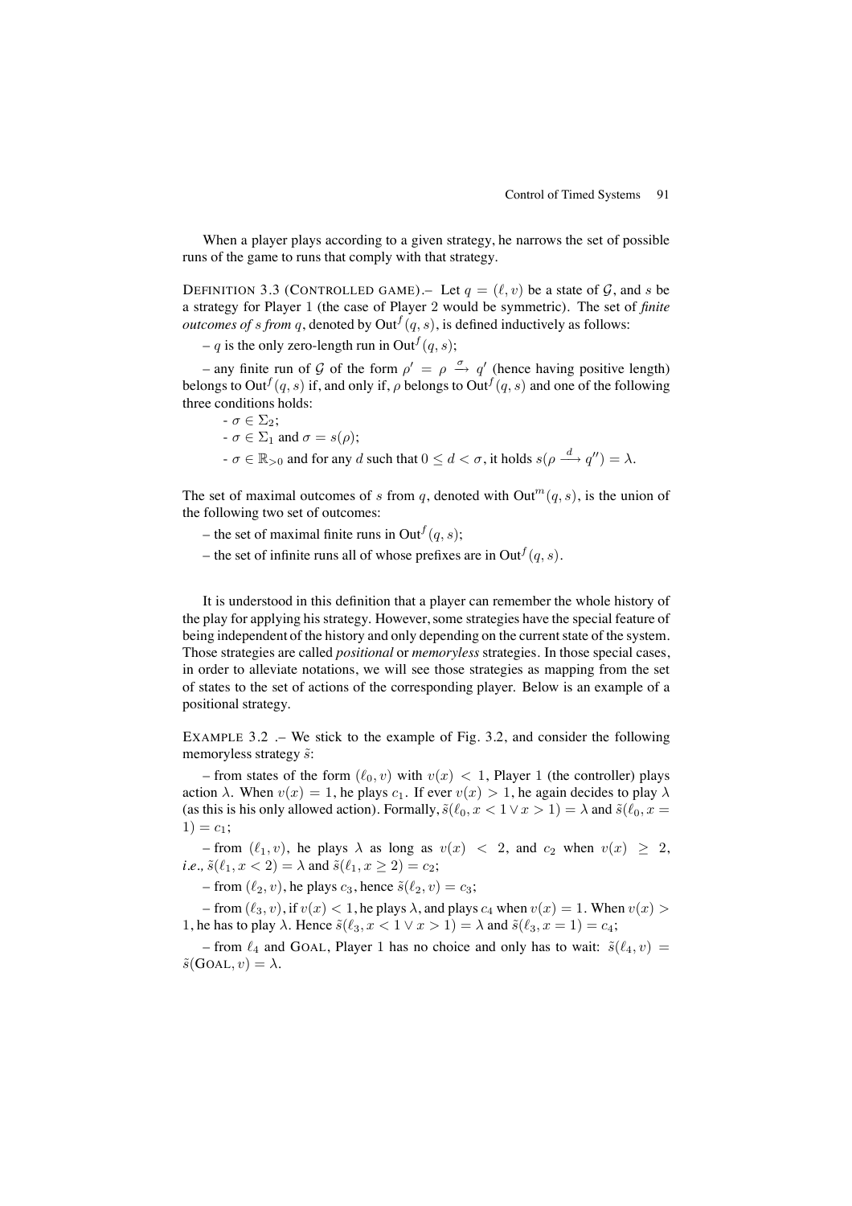When a player plays according to a given strategy, he narrows the set of possible runs of the game to runs that comply with that strategy.

DEFINITION 3.3 (CONTROLLED GAME).– Let $q = (\ell, v)$ be a state of $\mathcal{G}$, and $s$ be a strategy for Player 1 (the case of Player 2 would be symmetric). The set of *finite outcomes of $s$ from $q$*, denoted by $\text{Out}^f(q, s)$, is defined inductively as follows:

– $q$ is the only zero-length run in $\text{Out}^f(q, s)$;

– any finite run of $\mathcal{G}$ of the form $\rho' = \rho \xrightarrow{\sigma} q'$ (hence having positive length) belongs to $\text{Out}^f(q, s)$ if, and only if, $\rho$ belongs to $\text{Out}^f(q, s)$ and one of the following three conditions holds:

- $\sigma \in \Sigma_2$;
- $\sigma \in \Sigma_1$ and $\sigma = s(\rho)$;
- $\sigma \in \mathbb{R}_{>0}$ and for any $d$ such that $0 \leq d < \sigma$, it holds $s(\rho \xrightarrow{d} q'') = \lambda$.

The set of maximal outcomes of $s$ from $q$, denoted with $\text{Out}^m(q, s)$, is the union of the following two set of outcomes:

– the set of maximal finite runs in $\text{Out}^f(q, s)$;

– the set of infinite runs all of whose prefixes are in $\text{Out}^f(q, s)$.

It is understood in this definition that a player can remember the whole history of the play for applying his strategy. However, some strategies have the special feature of being independent of the history and only depending on the current state of the system. Those strategies are called *positional* or *memoryless* strategies. In those special cases, in order to alleviate notations, we will see those strategies as mapping from the set of states to the set of actions of the corresponding player. Below is an example of a positional strategy.

EXAMPLE 3.2 .– We stick to the example of Fig. 3.2, and consider the following memoryless strategy $\tilde{s}$:

– from states of the form $(\ell_0, v)$ with $v(x) < 1$, Player 1 (the controller) plays action $\lambda$. When $v(x) = 1$, he plays $c_1$. If ever $v(x) > 1$, he again decides to play $\lambda$ (as this is his only allowed action). Formally, $\tilde{s}(\ell_0, x < 1 \vee x > 1) = \lambda$ and $\tilde{s}(\ell_0, x = 1) = c_1$;

– from $(\ell_1, v)$, he plays $\lambda$ as long as $v(x) < 2$, and $c_2$ when $v(x) \geq 2$, *i.e.*, $\tilde{s}(\ell_1, x < 2) = \lambda$ and $\tilde{s}(\ell_1, x \geq 2) = c_2$;

– from $(\ell_2, v)$, he plays $c_3$, hence $\tilde{s}(\ell_2, v) = c_3$;

– from $(\ell_3, v)$, if $v(x) < 1$, he plays $\lambda$, and plays $c_4$ when $v(x) = 1$. When $v(x) > 1$, he has to play $\lambda$. Hence $\tilde{s}(\ell_3, x < 1 \vee x > 1) = \lambda$ and $\tilde{s}(\ell_3, x = 1) = c_4$;

– from $\ell_4$ and GOAL, Player 1 has no choice and only has to wait: $\tilde{s}(\ell_4, v) = \tilde{s}(\text{GOAL}, v) = \lambda$.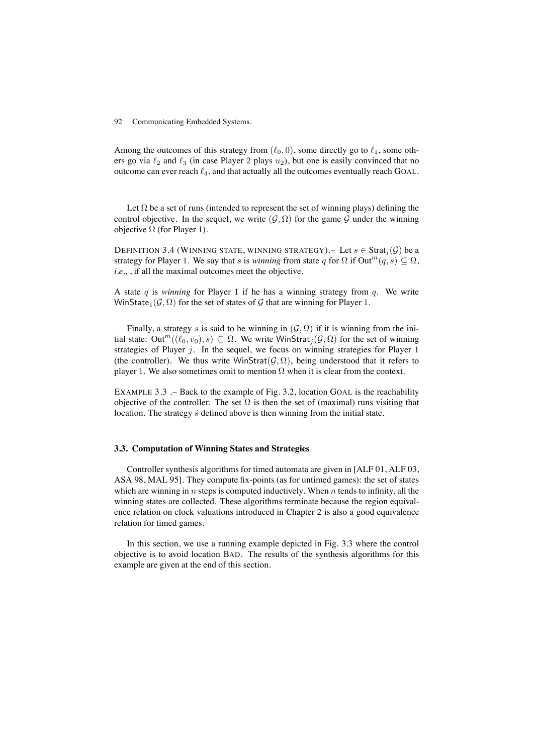Among the outcomes of this strategy from $(\ell_0, 0)$, some directly go to $\ell_1$, some others go via $\ell_2$ and $\ell_3$ (in case Player 2 plays $u_2$), but one is easily convinced that no outcome can ever reach $\ell_4$, and that actually all the outcomes eventually reach GOAL.

Let $\Omega$ be a set of runs (intended to represent the set of winning plays) defining the control objective. In the sequel, we write $(\mathcal{G}, \Omega)$ for the game $\mathcal{G}$ under the winning objective $\Omega$ (for Player 1).

DEFINITION 3.4 (WINNING STATE, WINNING STRATEGY).– Let $s \in \text{Strat}_j(\mathcal{G})$ be a strategy for Player 1. We say that $s$ is *winning* from state $q$ for $\Omega$ if $\text{Out}^m(q, s) \subseteq \Omega$, *i.e.,* , if all the maximal outcomes meet the objective.

A state $q$ is *winning* for Player 1 if he has a winning strategy from $q$. We write $\mathsf{WinState}_1(\mathcal{G}, \Omega)$ for the set of states of $\mathcal{G}$ that are winning for Player 1.

Finally, a strategy $s$ is said to be winning in $(\mathcal{G}, \Omega)$ if it is winning from the initial state: $\text{Out}^m((\ell_0, v_0), s) \subseteq \Omega$. We write $\mathsf{WinStrat}_j(\mathcal{G}, \Omega)$ for the set of winning strategies of Player $j$. In the sequel, we focus on winning strategies for Player 1 (the controller). We thus write $\mathsf{WinStrat}(\mathcal{G}, \Omega)$, being understood that it refers to player 1. We also sometimes omit to mention $\Omega$ when it is clear from the context.

EXAMPLE 3.3 .– Back to the example of Fig. 3.2, location GOAL is the reachability objective of the controller. The set $\Omega$ is then the set of (maximal) runs visiting that location. The strategy $\tilde{s}$ defined above is then winning from the initial state.

### 3.3. Computation of Winning States and Strategies

Controller synthesis algorithms for timed automata are given in [ALF 01, ALF 03, ASA 98, MAL 95]. They compute fix-points (as for untimed games): the set of states which are winning in $n$ steps is computed inductively. When $n$ tends to infinity, all the winning states are collected. These algorithms terminate because the region equivalence relation on clock valuations introduced in Chapter 2 is also a good equivalence relation for timed games.

In this section, we use a running example depicted in Fig. 3.3 where the control objective is to avoid location BAD. The results of the synthesis algorithms for this example are given at the end of this section.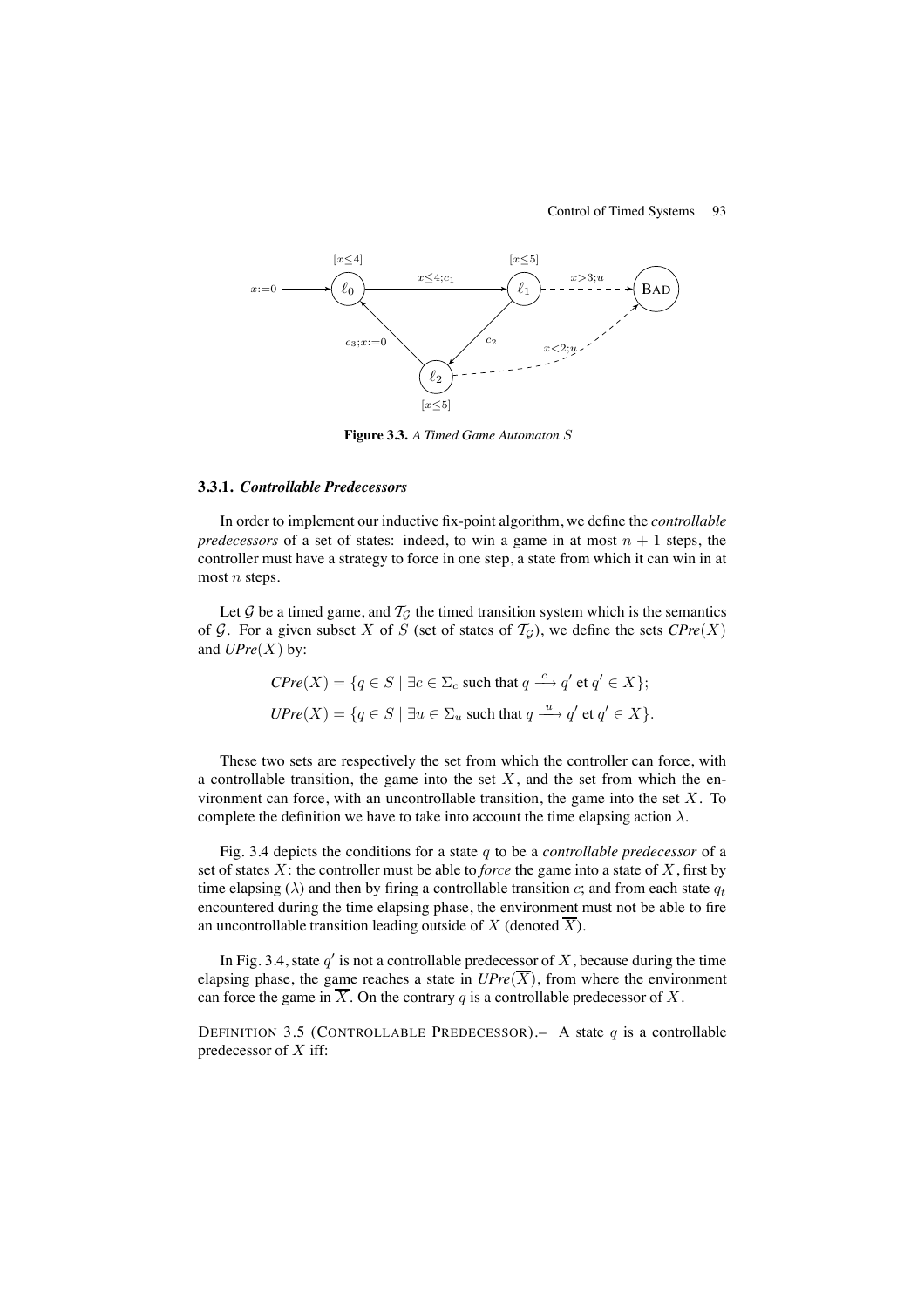Figure 3.3. *A Timed Game Automaton S*

### 3.3.1. *Controllable Predecessors*

In order to implement our inductive fix-point algorithm, we define the *controllable predecessors* of a set of states: indeed, to win a game in at most $n + 1$ steps, the controller must have a strategy to force in one step, a state from which it can win in at most $n$ steps.

Let $\mathcal{G}$ be a timed game, and $\mathcal{T}_{\mathcal{G}}$ the timed transition system which is the semantics of $\mathcal{G}$. For a given subset $X$ of $S$ (set of states of $\mathcal{T}_{\mathcal{G}}$), we define the sets $\mathit{CPre}(X)$ and $\mathit{UPre}(X)$ by:

$$\mathit{CPre}(X) = \{q \in S \mid \exists c \in \Sigma_c \text{ such that } q \xrightarrow{c} q' \text{ et } q' \in X\};$$

$$\mathit{UPre}(X) = \{q \in S \mid \exists u \in \Sigma_u \text{ such that } q \xrightarrow{u} q' \text{ et } q' \in X\}.$$

These two sets are respectively the set from which the controller can force, with a controllable transition, the game into the set $X$, and the set from which the environment can force, with an uncontrollable transition, the game into the set $X$. To complete the definition we have to take into account the time elapsing action $\lambda$.

Fig. 3.4 depicts the conditions for a state $q$ to be a *controllable predecessor* of a set of states $X$: the controller must be able to *force* the game into a state of $X$, first by time elapsing ($\lambda$) and then by firing a controllable transition $c$; and from each state $q_t$ encountered during the time elapsing phase, the environment must not be able to fire an uncontrollable transition leading outside of $X$ (denoted $\overline{X}$).

In Fig. 3.4, state $q'$ is not a controllable predecessor of $X$, because during the time elapsing phase, the game reaches a state in $\mathit{UPre}(\overline{X})$, from where the environment can force the game in $\overline{X}$. On the contrary $q$ is a controllable predecessor of $X$.

DEFINITION 3.5 (CONTROLLABLE PREDECESSOR).– A state $q$ is a controllable predecessor of $X$ iff: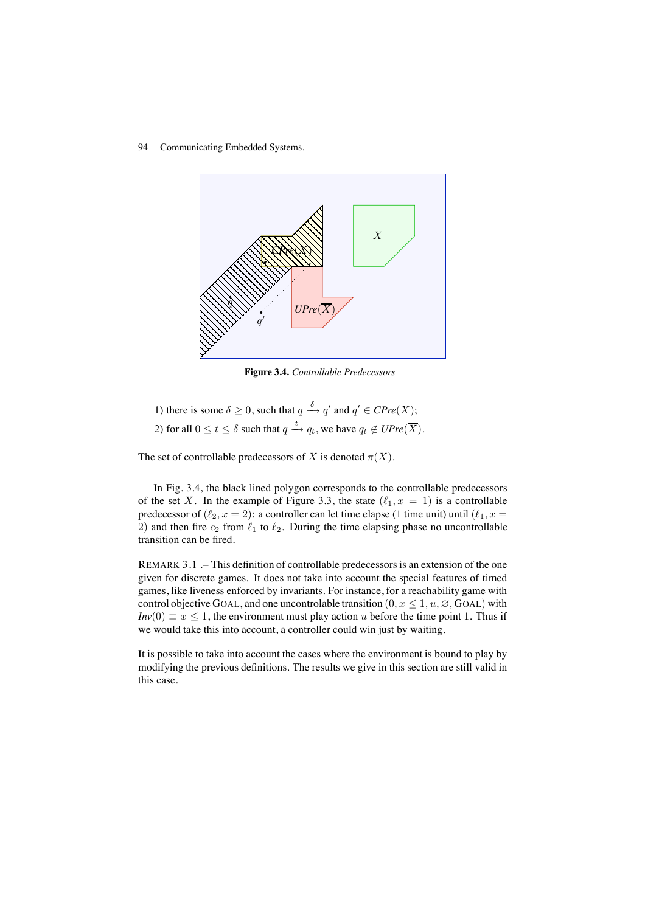**Figure 3.4.** *Controllable Predecessors*

1) there is some $\delta \geq 0$, such that $q \xrightarrow{\delta} q'$ and $q' \in \mathit{CPre}(X)$;

2) for all $0 \leq t \leq \delta$ such that $q \xrightarrow{t} q_t$, we have $q_t \notin \mathit{UPre}(\overline{X})$.

The set of controllable predecessors of $X$ is denoted $\pi(X)$.

In Fig. 3.4, the black lined polygon corresponds to the controllable predecessors of the set $X$. In the example of Figure 3.3, the state $(\ell_1, x = 1)$ is a controllable predecessor of $(\ell_2, x = 2)$: a controller can let time elapse (1 time unit) until $(\ell_1, x = 2)$ and then fire $c_2$ from $\ell_1$ to $\ell_2$. During the time elapsing phase no uncontrollable transition can be fired.

REMARK 3.1 .– This definition of controllable predecessors is an extension of the one given for discrete games. It does not take into account the special features of timed games, like liveness enforced by invariants. For instance, for a reachability game with control objective GOAL, and one uncontrolable transition $(0, x \leq 1, u, \varnothing, \text{GOAL})$ with $\mathit{Inv}(0) \equiv x \leq 1$, the environment must play action $u$ before the time point 1. Thus if we would take this into account, a controller could win just by waiting.

It is possible to take into account the cases where the environment is bound to play by modifying the previous definitions. The results we give in this section are still valid in this case.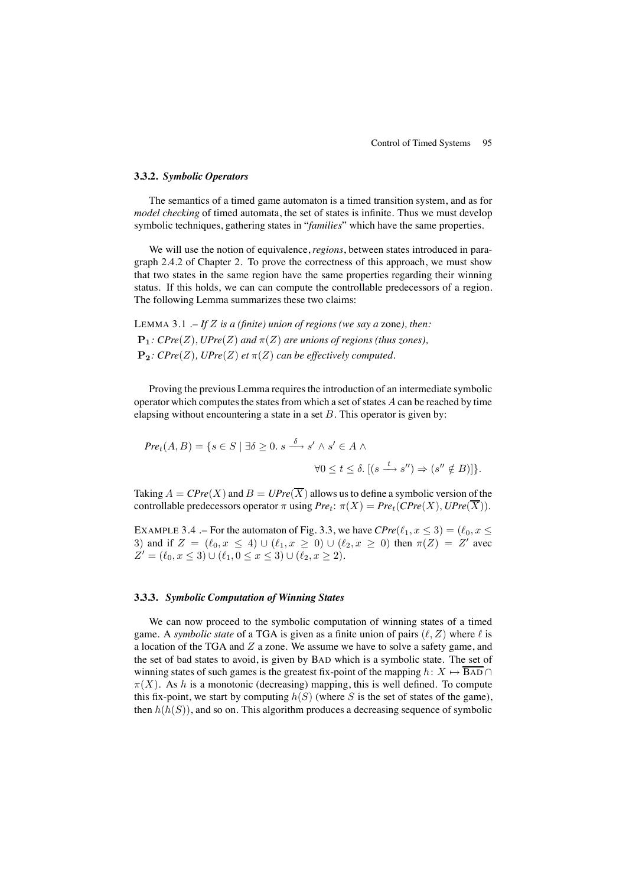### 3.3.2. *Symbolic Operators*

The semantics of a timed game automaton is a timed transition system, and as for *model checking* of timed automata, the set of states is infinite. Thus we must develop symbolic techniques, gathering states in "*families*" which have the same properties.

We will use the notion of equivalence, *regions*, between states introduced in paragraph 2.4.2 of Chapter 2. To prove the correctness of this approach, we must show that two states in the same region have the same properties regarding their winning status. If this holds, we can can compute the controllable predecessors of a region. The following Lemma summarizes these two claims:

LEMMA 3.1 .– *If $Z$ is a (finite) union of regions (we say a* zone*), then:*
$\mathbf{P_1}$*: $\mathit{CPre}(Z), \mathit{UPre}(Z)$ and $\pi(Z)$ are unions of regions (thus zones),*
$\mathbf{P_2}$*: $\mathit{CPre}(Z)$, $\mathit{UPre}(Z)$ et $\pi(Z)$ can be effectively computed.*

Proving the previous Lemma requires the introduction of an intermediate symbolic operator which computes the states from which a set of states $A$ can be reached by time elapsing without encountering a state in a set $B$. This operator is given by:

$$\mathit{Pre}_t(A, B) = \{s \in S \mid \exists \delta \geq 0.\ s \xrightarrow{\delta} s' \wedge s' \in A \wedge \\ \forall 0 \leq t \leq \delta.\ [(s \xrightarrow{t} s'') \Rightarrow (s'' \notin B)]\}.$$

Taking $A = \mathit{CPre}(X)$ and $B = \mathit{UPre}(\overline{X})$ allows us to define a symbolic version of the controllable predecessors operator $\pi$ using $\mathit{Pre}_t$: $\pi(X) = \mathit{Pre}_t(\mathit{CPre}(X), \mathit{UPre}(\overline{X}))$.

EXAMPLE 3.4 .– For the automaton of Fig. 3.3, we have $\mathit{CPre}(\ell_1, x \leq 3) = (\ell_0, x \leq 3)$ and if $Z = (\ell_0, x \leq 4) \cup (\ell_1, x \geq 0) \cup (\ell_2, x \geq 0)$ then $\pi(Z) = Z'$ avec $Z' = (\ell_0, x \leq 3) \cup (\ell_1, 0 \leq x \leq 3) \cup (\ell_2, x \geq 2)$.

### 3.3.3. *Symbolic Computation of Winning States*

We can now proceed to the symbolic computation of winning states of a timed game. A *symbolic state* of a TGA is given as a finite union of pairs $(\ell, Z)$ where $\ell$ is a location of the TGA and $Z$ a zone. We assume we have to solve a safety game, and the set of bad states to avoid, is given by BAD which is a symbolic state. The set of winning states of such games is the greatest fix-point of the mapping $h\colon X \mapsto \overline{\text{BAD}} \cap \pi(X)$. As $h$ is a monotonic (decreasing) mapping, this is well defined. To compute this fix-point, we start by computing $h(S)$ (where $S$ is the set of states of the game), then $h(h(S))$, and so on. This algorithm produces a decreasing sequence of symbolic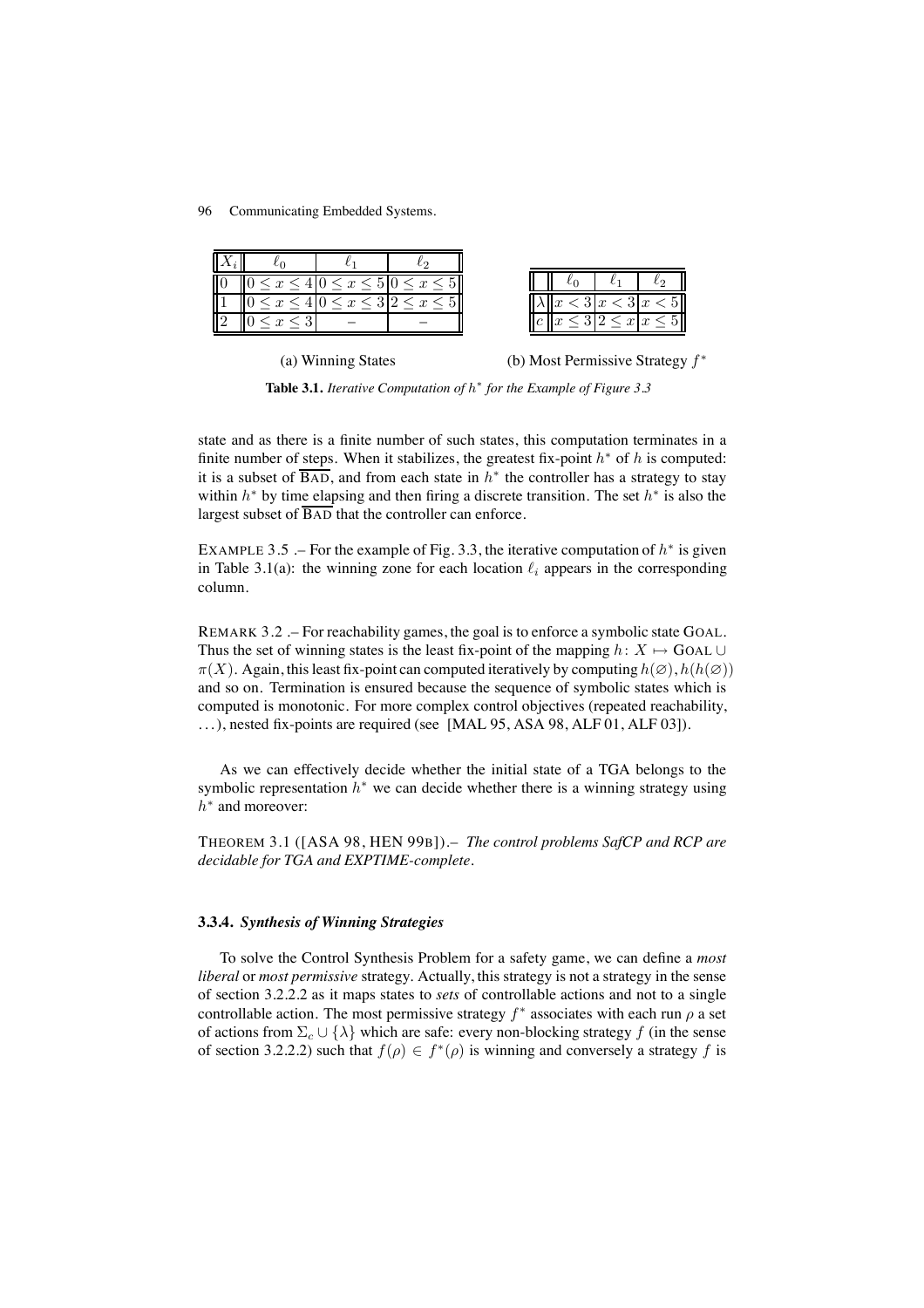| $X_i$ | $\ell_0$ | $\ell_1$ | $\ell_2$ |
|---|---|---|---|
| 0 | $0 \leq x \leq 4$ | $0 \leq x \leq 5$ | $0 \leq x \leq 5$ |
| 1 | $0 \leq x \leq 4$ | $0 \leq x \leq 3$ | $2 \leq x \leq 5$ |
| 2 | $0 \leq x \leq 3$ | – | – |

(a) Winning States

| | $\ell_0$ | $\ell_1$ | $\ell_2$ |
|---|---|---|---|
| $\lambda$ | $x < 3$ | $x < 3$ | $x < 5$ |
| $c$ | $x \leq 3$ | $2 \leq x$ | $x \leq 5$ |

(b) Most Permissive Strategy $f^*$

**Table 3.1.** *Iterative Computation of $h^*$ for the Example of Figure 3.3*

state and as there is a finite number of such states, this computation terminates in a finite number of steps. When it stabilizes, the greatest fix-point $h^*$ of $h$ is computed: it is a subset of $\overline{\text{BAD}}$, and from each state in $h^*$ the controller has a strategy to stay within $h^*$ by time elapsing and then firing a discrete transition. The set $h^*$ is also the largest subset of $\overline{\text{BAD}}$ that the controller can enforce.

EXAMPLE 3.5 .– For the example of Fig. 3.3, the iterative computation of $h^*$ is given in Table 3.1(a): the winning zone for each location $\ell_i$ appears in the corresponding column.

REMARK 3.2 .– For reachability games, the goal is to enforce a symbolic state GOAL. Thus the set of winning states is the least fix-point of the mapping $h\colon X \mapsto \text{GOAL} \cup \pi(X)$. Again, this least fix-point can computed iteratively by computing $h(\varnothing), h(h(\varnothing))$ and so on. Termination is ensured because the sequence of symbolic states which is computed is monotonic. For more complex control objectives (repeated reachability, ...), nested fix-points are required (see [MAL 95, ASA 98, ALF 01, ALF 03]).

As we can effectively decide whether the initial state of a TGA belongs to the symbolic representation $h^*$ we can decide whether there is a winning strategy using $h^*$ and moreover:

THEOREM 3.1 ([ASA 98, HEN 99B]).– *The control problems SafCP and RCP are decidable for TGA and EXPTIME-complete.*

### 3.3.4. *Synthesis of Winning Strategies*

To solve the Control Synthesis Problem for a safety game, we can define a *most liberal* or *most permissive* strategy. Actually, this strategy is not a strategy in the sense of section 3.2.2.2 as it maps states to *sets* of controllable actions and not to a single controllable action. The most permissive strategy $f^*$ associates with each run $\rho$ a set of actions from $\Sigma_c \cup \{\lambda\}$ which are safe: every non-blocking strategy $f$ (in the sense of section 3.2.2.2) such that $f(\rho) \in f^*(\rho)$ is winning and conversely a strategy $f$ is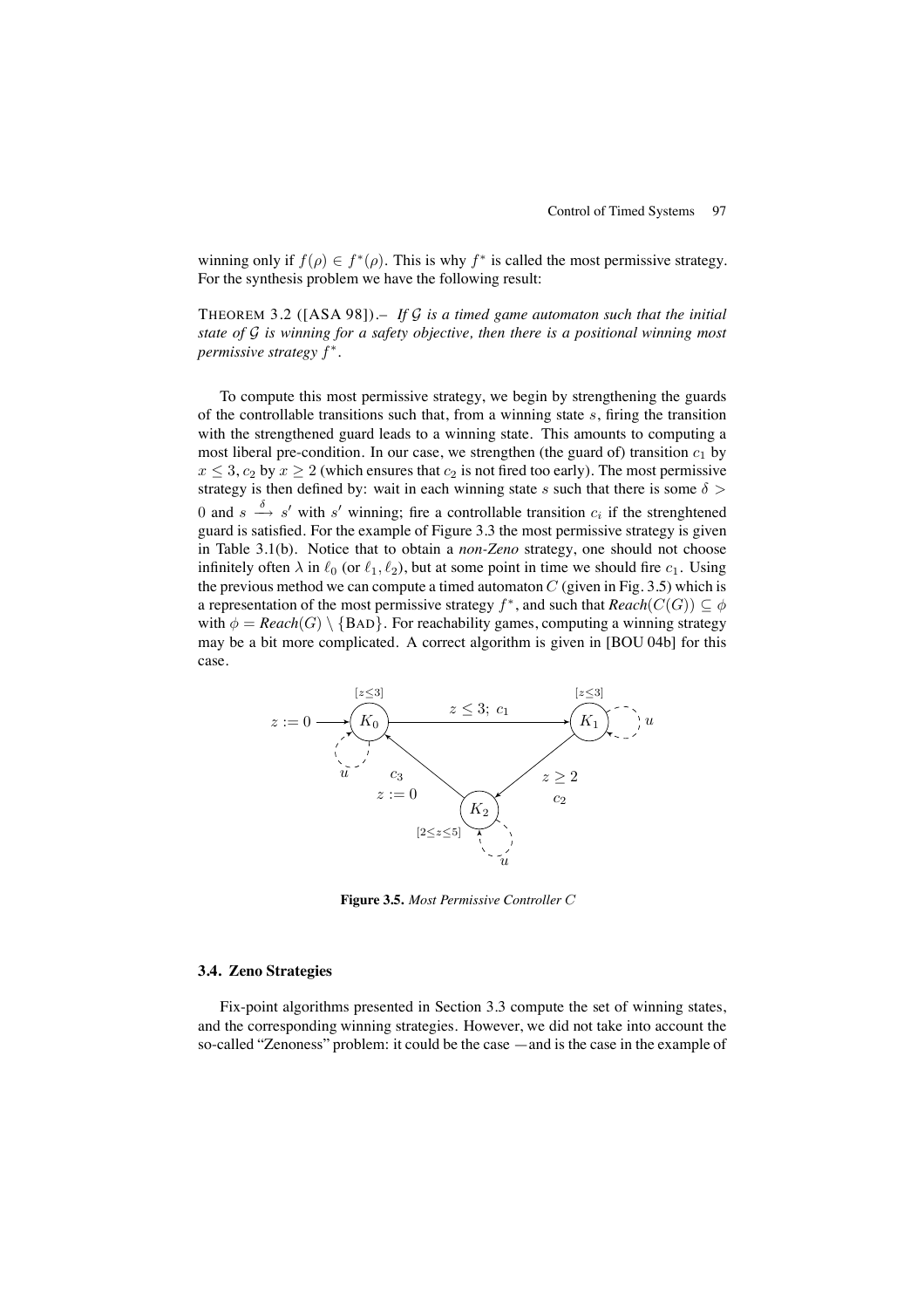winning only if $f(\rho) \in f^*(\rho)$. This is why $f^*$ is called the most permissive strategy. For the synthesis problem we have the following result:

THEOREM 3.2 ([ASA 98]).– *If $\mathcal{G}$ is a timed game automaton such that the initial state of $\mathcal{G}$ is winning for a safety objective, then there is a positional winning most permissive strategy $f^*$.*

To compute this most permissive strategy, we begin by strengthening the guards of the controllable transitions such that, from a winning state $s$, firing the transition with the strengthened guard leads to a winning state. This amounts to computing a most liberal pre-condition. In our case, we strengthen (the guard of) transition $c_1$ by $x \leq 3$, $c_2$ by $x \geq 2$ (which ensures that $c_2$ is not fired too early). The most permissive strategy is then defined by: wait in each winning state $s$ such that there is some $\delta > 0$ and $s \xrightarrow{\delta} s'$ with $s'$ winning; fire a controllable transition $c_i$ if the strenghtened guard is satisfied. For the example of Figure 3.3 the most permissive strategy is given in Table 3.1(b). Notice that to obtain a *non-Zeno* strategy, one should not choose infinitely often $\lambda$ in $\ell_0$ (or $\ell_1, \ell_2$), but at some point in time we should fire $c_1$. Using the previous method we can compute a timed automaton $C$ (given in Fig. 3.5) which is a representation of the most permissive strategy $f^*$, and such that $\mathit{Reach}(C(G)) \subseteq \phi$ with $\phi = \mathit{Reach}(G) \setminus \{\text{BAD}\}$. For reachability games, computing a winning strategy may be a bit more complicated. A correct algorithm is given in [BOU 04b] for this case.

**Figure 3.5.** *Most Permissive Controller $C$*

### 3.4. Zeno Strategies

Fix-point algorithms presented in Section 3.3 compute the set of winning states, and the corresponding winning strategies. However, we did not take into account the so-called "Zenoness" problem: it could be the case —and is the case in the example of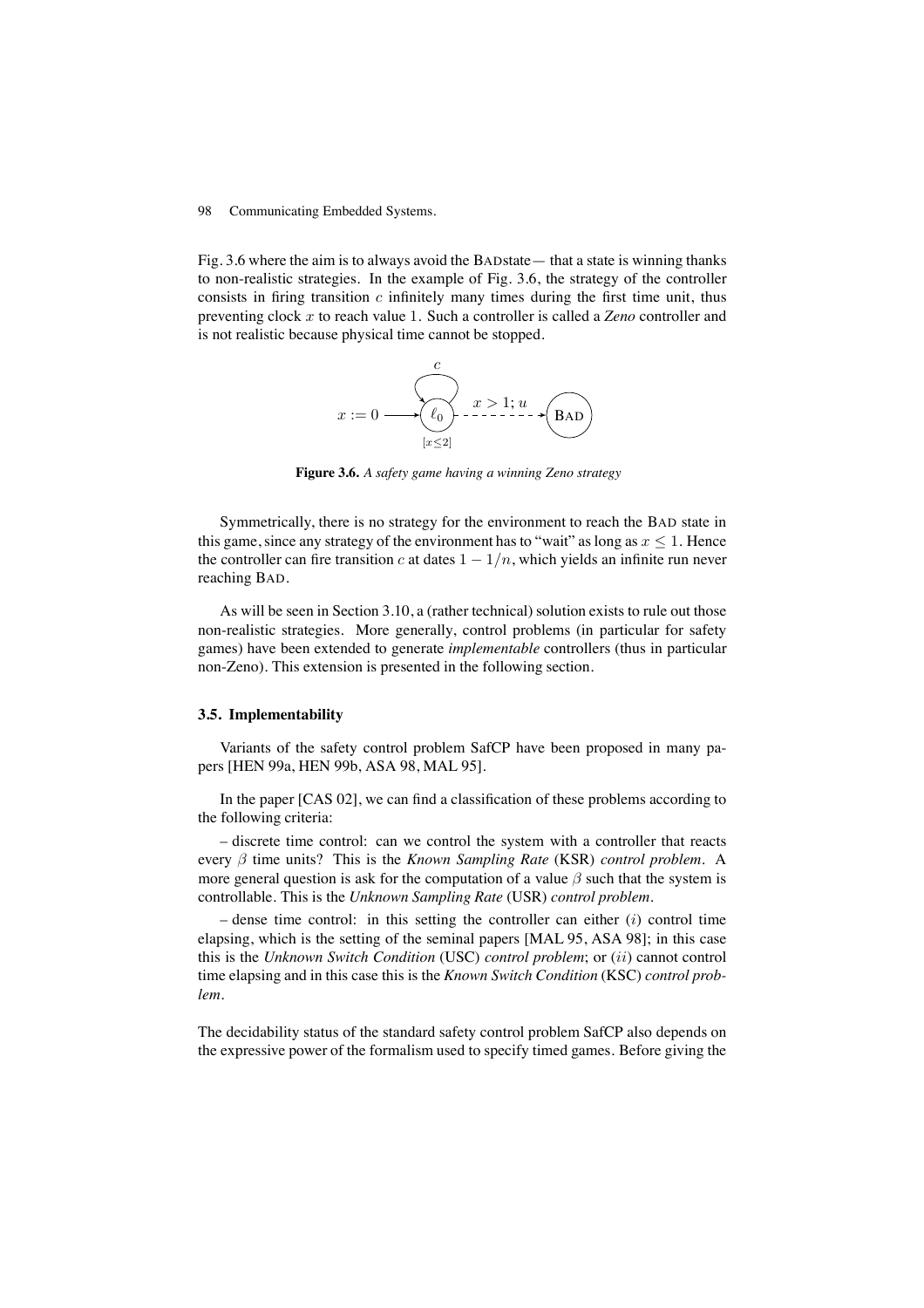Fig. 3.6 where the aim is to always avoid the BADstate— that a state is winning thanks to non-realistic strategies. In the example of Fig. 3.6, the strategy of the controller consists in firing transition $c$ infinitely many times during the first time unit, thus preventing clock $x$ to reach value 1. Such a controller is called a *Zeno* controller and is not realistic because physical time cannot be stopped.

**Figure 3.6.** *A safety game having a winning Zeno strategy*

Symmetrically, there is no strategy for the environment to reach the BAD state in this game, since any strategy of the environment has to "wait" as long as $x \leq 1$. Hence the controller can fire transition $c$ at dates $1 - 1/n$, which yields an infinite run never reaching BAD.

As will be seen in Section 3.10, a (rather technical) solution exists to rule out those non-realistic strategies. More generally, control problems (in particular for safety games) have been extended to generate *implementable* controllers (thus in particular non-Zeno). This extension is presented in the following section.

### 3.5. Implementability

Variants of the safety control problem SafCP have been proposed in many papers [HEN 99a, HEN 99b, ASA 98, MAL 95].

In the paper [CAS 02], we can find a classification of these problems according to the following criteria:

– discrete time control: can we control the system with a controller that reacts every $\beta$ time units? This is the *Known Sampling Rate* (KSR) *control problem*. A more general question is ask for the computation of a value $\beta$ such that the system is controllable. This is the *Unknown Sampling Rate* (USR) *control problem*.

– dense time control: in this setting the controller can either ($i$) control time elapsing, which is the setting of the seminal papers [MAL 95, ASA 98]; in this case this is the *Unknown Switch Condition* (USC) *control problem*; or ($ii$) cannot control time elapsing and in this case this is the *Known Switch Condition* (KSC) *control problem*.

The decidability status of the standard safety control problem SafCP also depends on the expressive power of the formalism used to specify timed games. Before giving the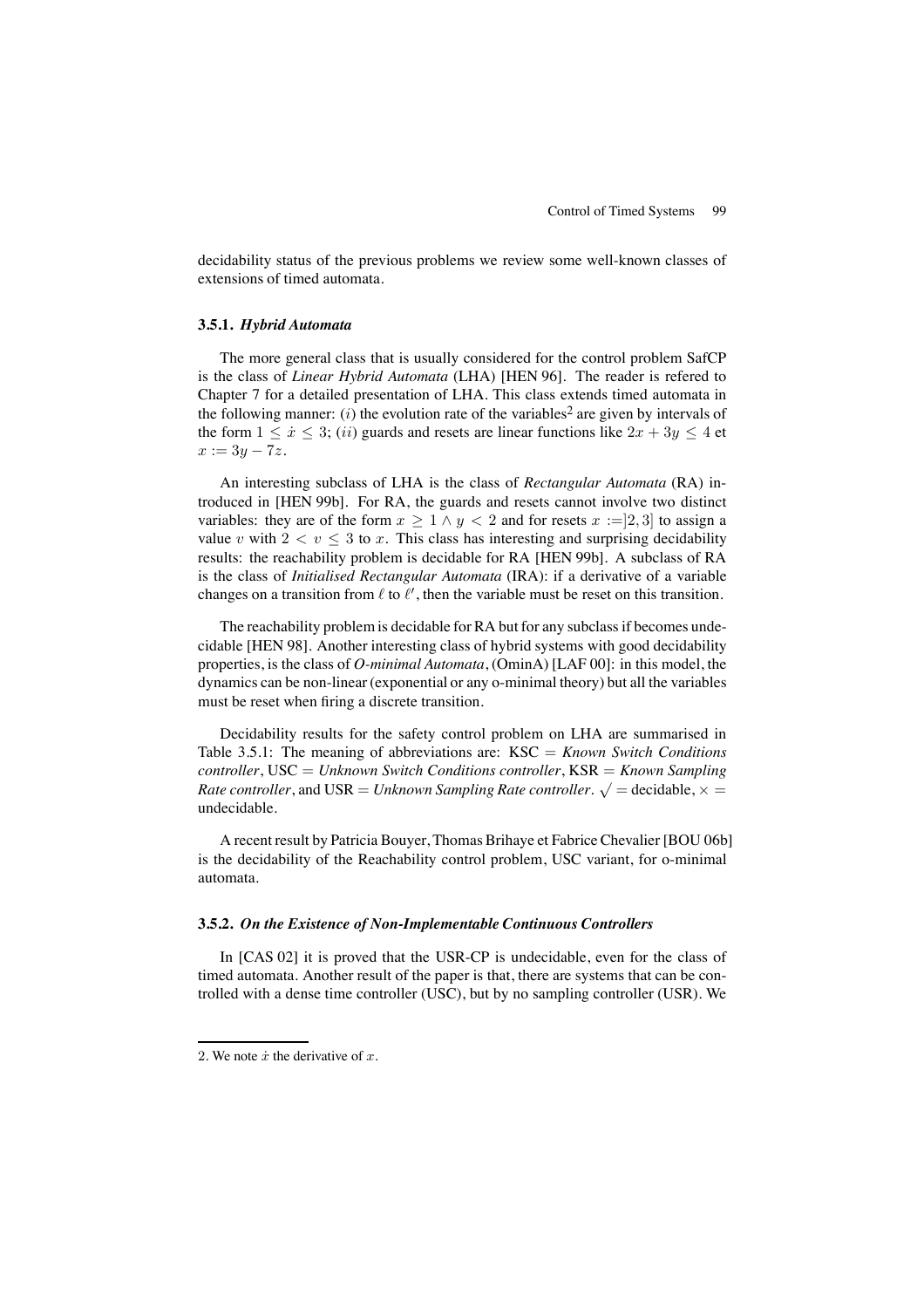decidability status of the previous problems we review some well-known classes of extensions of timed automata.

### 3.5.1. *Hybrid Automata*

The more general class that is usually considered for the control problem SafCP is the class of *Linear Hybrid Automata* (LHA) [HEN 96]. The reader is refered to Chapter 7 for a detailed presentation of LHA. This class extends timed automata in the following manner: $(i)$ the evolution rate of the variables[2] are given by intervals of the form $1 \leq \dot{x} \leq 3$; $(ii)$ guards and resets are linear functions like $2x + 3y \leq 4$ et $x := 3y - 7z$.

An interesting subclass of LHA is the class of *Rectangular Automata* (RA) introduced in [HEN 99b]. For RA, the guards and resets cannot involve two distinct variables: they are of the form $x \geq 1 \wedge y < 2$ and for resets $x :=]2, 3]$ to assign a value $v$ with $2 < v \leq 3$ to $x$. This class has interesting and surprising decidability results: the reachability problem is decidable for RA [HEN 99b]. A subclass of RA is the class of *Initialised Rectangular Automata* (IRA): if a derivative of a variable changes on a transition from $\ell$ to $\ell'$, then the variable must be reset on this transition.

The reachability problem is decidable for RA but for any subclass if becomes undecidable [HEN 98]. Another interesting class of hybrid systems with good decidability properties, is the class of *O-minimal Automata*, (OminA) [LAF 00]: in this model, the dynamics can be non-linear (exponential or any o-minimal theory) but all the variables must be reset when firing a discrete transition.

Decidability results for the safety control problem on LHA are summarised in Table 3.5.1: The meaning of abbreviations are: KSC = *Known Switch Conditions controller*, USC = *Unknown Switch Conditions controller*, KSR = *Known Sampling Rate controller*, and USR = *Unknown Sampling Rate controller*. $\surd$ = decidable, $\times$ = undecidable.

A recent result by Patricia Bouyer, Thomas Brihaye et Fabrice Chevalier [BOU 06b] is the decidability of the Reachability control problem, USC variant, for o-minimal automata.

### 3.5.2. *On the Existence of Non-Implementable Continuous Controllers*

In [CAS 02] it is proved that the USR-CP is undecidable, even for the class of timed automata. Another result of the paper is that, there are systems that can be controlled with a dense time controller (USC), but by no sampling controller (USR). We

2. We note $\dot{x}$ the derivative of $x$.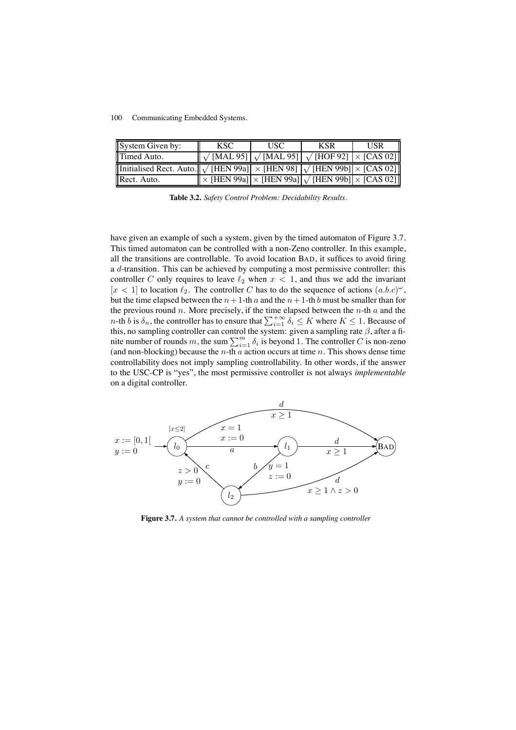| System Given by: | KSC | USC | KSR | USR |
|---|---|---|---|---|
| Timed Auto. | $\surd$ [MAL 95] | $\surd$ [MAL 95] | $\surd$ [HOF 92] | $\times$ [CAS 02] |
| Initialised Rect. Auto. | $\surd$ [HEN 99a] | $\times$ [HEN 98] | $\surd$ [HEN 99b] | $\times$ [CAS 02] |
| Rect. Auto. | $\times$ [HEN 99a] | $\times$ [HEN 99a] | $\surd$ [HEN 99b] | $\times$ [CAS 02] |

**Table 3.2.** *Safety Control Problem: Decidability Results.*

have given an example of such a system, given by the timed automaton of Figure 3.7. This timed automaton can be controlled with a non-Zeno controller. In this example, all the transitions are controllable. To avoid location BAD, it suffices to avoid firing a $d$-transition. This can be achieved by computing a most permissive controller: this controller $C$ only requires to leave $\ell_2$ when $x < 1$, and thus we add the invariant $[x < 1]$ to location $\ell_2$. The controller $C$ has to do the sequence of actions $(a.b.c)^\omega$, but the time elapsed between the $n+1$-th $a$ and the $n+1$-th $b$ must be smaller than for the previous round $n$. More precisely, if the time elapsed between the $n$-th $a$ and the $n$-th $b$ is $\delta_n$, the controller has to ensure that $\sum_{i=1}^{+\infty} \delta_i \leq K$ where $K \leq 1$. Because of this, no sampling controller can control the system: given a sampling rate $\beta$, after a finite number of rounds $m$, the sum $\sum_{i=1}^{m} \delta_i$ is beyond 1. The controller $C$ is non-zeno (and non-blocking) because the $n$-th $a$ action occurs at time $n$. This shows dense time controllability does not imply sampling controllability. In other words, if the answer to the USC-CP is "yes", the most permissive controller is not always *implementable* on a digital controller.

**Figure 3.7.** *A system that cannot be controlled with a sampling controller*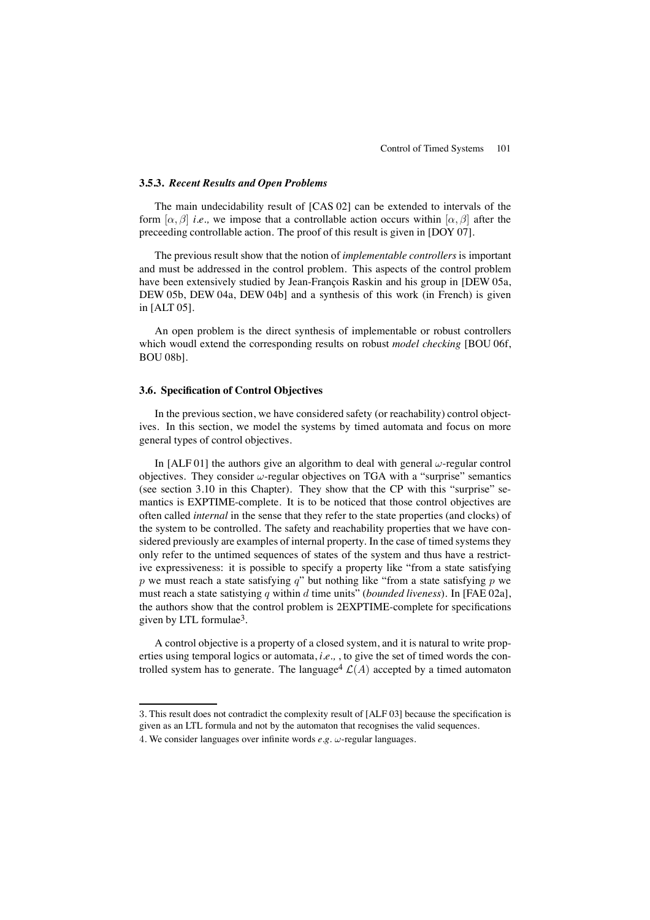### 3.5.3. *Recent Results and Open Problems*

The main undecidability result of [CAS 02] can be extended to intervals of the form $[\alpha, \beta]$ *i.e.,* we impose that a controllable action occurs within $[\alpha, \beta]$ after the preceeding controllable action. The proof of this result is given in [DOY 07].

The previous result show that the notion of *implementable controllers* is important and must be addressed in the control problem. This aspects of the control problem have been extensively studied by Jean-François Raskin and his group in [DEW 05a, DEW 05b, DEW 04a, DEW 04b] and a synthesis of this work (in French) is given in [ALT 05].

An open problem is the direct synthesis of implementable or robust controllers which woudl extend the corresponding results on robust *model checking* [BOU 06f, BOU 08b].

## 3.6. Specification of Control Objectives

In the previous section, we have considered safety (or reachability) control objectives. In this section, we model the systems by timed automata and focus on more general types of control objectives.

In [ALF 01] the authors give an algorithm to deal with general $\omega$-regular control objectives. They consider $\omega$-regular objectives on TGA with a "surprise" semantics (see section 3.10 in this Chapter). They show that the CP with this "surprise" semantics is EXPTIME-complete. It is to be noticed that those control objectives are often called *internal* in the sense that they refer to the state properties (and clocks) of the system to be controlled. The safety and reachability properties that we have considered previously are examples of internal property. In the case of timed systems they only refer to the untimed sequences of states of the system and thus have a restrictive expressiveness: it is possible to specify a property like "from a state satisfying $p$ we must reach a state satisfying $q$" but nothing like "from a state satisfying $p$ we must reach a state satistying $q$ within $d$ time units" (*bounded liveness*). In [FAE 02a], the authors show that the control problem is 2EXPTIME-complete for specifications given by LTL formulae[3].

A control objective is a property of a closed system, and it is natural to write properties using temporal logics or automata, *i.e.,* , to give the set of timed words the controlled system has to generate. The language[4] $\mathcal{L}(A)$ accepted by a timed automaton

---

3. This result does not contradict the complexity result of [ALF 03] because the specification is given as an LTL formula and not by the automaton that recognises the valid sequences.

4. We consider languages over infinite words *e.g.* $\omega$-regular languages.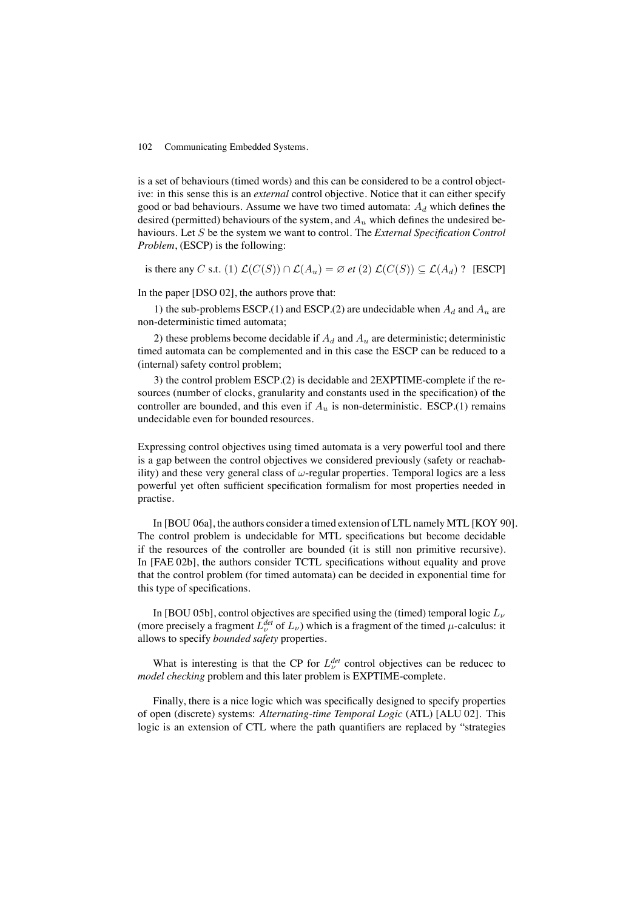is a set of behaviours (timed words) and this can be considered to be a control objective: in this sense this is an *external* control objective. Notice that it can either specify good or bad behaviours. Assume we have two timed automata: $A_d$ which defines the desired (permitted) behaviours of the system, and $A_u$ which defines the undesired behaviours. Let $S$ be the system we want to control. The *External Specification Control Problem*, (ESCP) is the following:

$$\text{is there any } C \text{ s.t. } (1)\ \mathcal{L}(C(S)) \cap \mathcal{L}(A_u) = \varnothing \textit{ et } (2)\ \mathcal{L}(C(S)) \subseteq \mathcal{L}(A_d)\ ? \quad \text{[ESCP]}$$

In the paper [DSO 02], the authors prove that:

1) the sub-problems ESCP.(1) and ESCP.(2) are undecidable when $A_d$ and $A_u$ are non-deterministic timed automata;

2) these problems become decidable if $A_d$ and $A_u$ are deterministic; deterministic timed automata can be complemented and in this case the ESCP can be reduced to a (internal) safety control problem;

3) the control problem ESCP.(2) is decidable and 2EXPTIME-complete if the resources (number of clocks, granularity and constants used in the specification) of the controller are bounded, and this even if $A_u$ is non-deterministic. ESCP.(1) remains undecidable even for bounded resources.

Expressing control objectives using timed automata is a very powerful tool and there is a gap between the control objectives we considered previously (safety or reachability) and these very general class of $\omega$-regular properties. Temporal logics are a less powerful yet often sufficient specification formalism for most properties needed in practise.

In [BOU 06a], the authors consider a timed extension of LTL namely MTL [KOY 90]. The control problem is undecidable for MTL specifications but become decidable if the resources of the controller are bounded (it is still non primitive recursive). In [FAE 02b], the authors consider TCTL specifications without equality and prove that the control problem (for timed automata) can be decided in exponential time for this type of specifications.

In [BOU 05b], control objectives are specified using the (timed) temporal logic $L_\nu$ (more precisely a fragment $L_\nu^{det}$ of $L_\nu$) which is a fragment of the timed $\mu$-calculus: it allows to specify *bounded safety* properties.

What is interesting is that the CP for $L_\nu^{det}$ control objectives can be reducec to *model checking* problem and this later problem is EXPTIME-complete.

Finally, there is a nice logic which was specifically designed to specify properties of open (discrete) systems: *Alternating-time Temporal Logic* (ATL) [ALU 02]. This logic is an extension of CTL where the path quantifiers are replaced by "strategies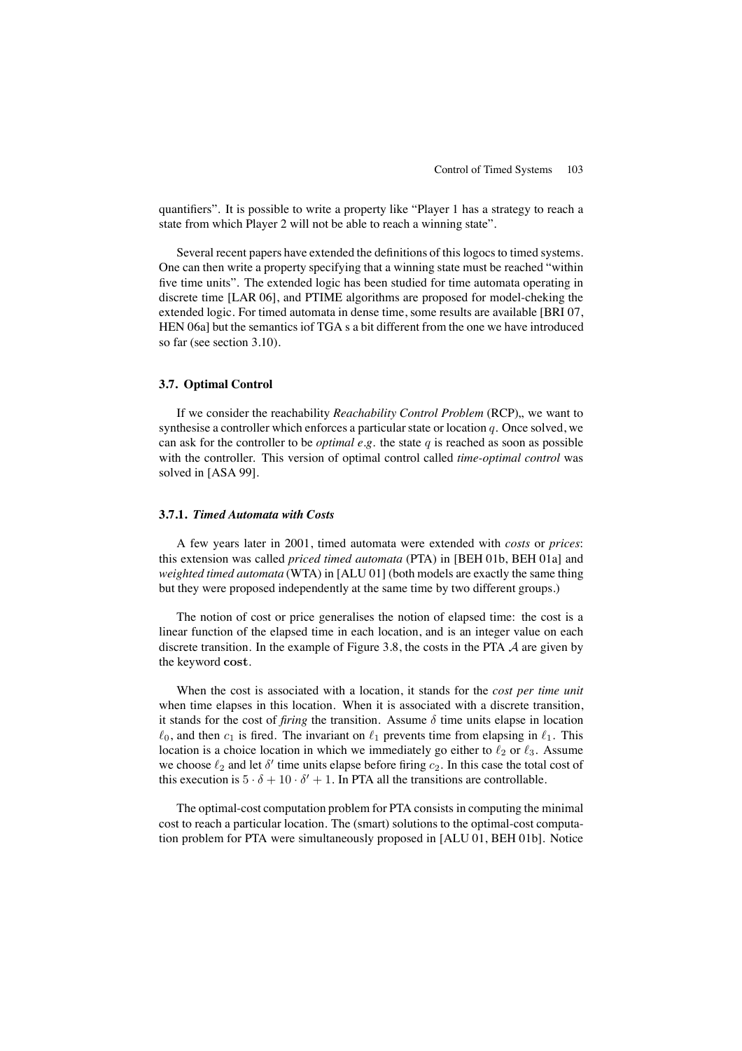quantifiers". It is possible to write a property like "Player 1 has a strategy to reach a state from which Player 2 will not be able to reach a winning state".

Several recent papers have extended the definitions of this logocs to timed systems. One can then write a property specifying that a winning state must be reached "within five time units". The extended logic has been studied for time automata operating in discrete time [LAR 06], and PTIME algorithms are proposed for model-cheking the extended logic. For timed automata in dense time, some results are available [BRI 07, HEN 06a] but the semantics iof TGA s a bit different from the one we have introduced so far (see section 3.10).

### 3.7. Optimal Control

If we consider the reachability *Reachability Control Problem* (RCP),, we want to synthesise a controller which enforces a particular state or location $q$. Once solved, we can ask for the controller to be *optimal e.g.* the state $q$ is reached as soon as possible with the controller. This version of optimal control called *time-optimal control* was solved in [ASA 99].

#### 3.7.1. *Timed Automata with Costs*

A few years later in 2001, timed automata were extended with *costs* or *prices*: this extension was called *priced timed automata* (PTA) in [BEH 01b, BEH 01a] and *weighted timed automata* (WTA) in [ALU 01] (both models are exactly the same thing but they were proposed independently at the same time by two different groups.)

The notion of cost or price generalises the notion of elapsed time: the cost is a linear function of the elapsed time in each location, and is an integer value on each discrete transition. In the example of Figure 3.8, the costs in the PTA $\mathcal{A}$ are given by the keyword $\mathbf{cost}$.

When the cost is associated with a location, it stands for the *cost per time unit* when time elapses in this location. When it is associated with a discrete transition, it stands for the cost of *firing* the transition. Assume $\delta$ time units elapse in location $\ell_0$, and then $c_1$ is fired. The invariant on $\ell_1$ prevents time from elapsing in $\ell_1$. This location is a choice location in which we immediately go either to $\ell_2$ or $\ell_3$. Assume we choose $\ell_2$ and let $\delta'$ time units elapse before firing $c_2$. In this case the total cost of this execution is $5 \cdot \delta + 10 \cdot \delta' + 1$. In PTA all the transitions are controllable.

The optimal-cost computation problem for PTA consists in computing the minimal cost to reach a particular location. The (smart) solutions to the optimal-cost computation problem for PTA were simultaneously proposed in [ALU 01, BEH 01b]. Notice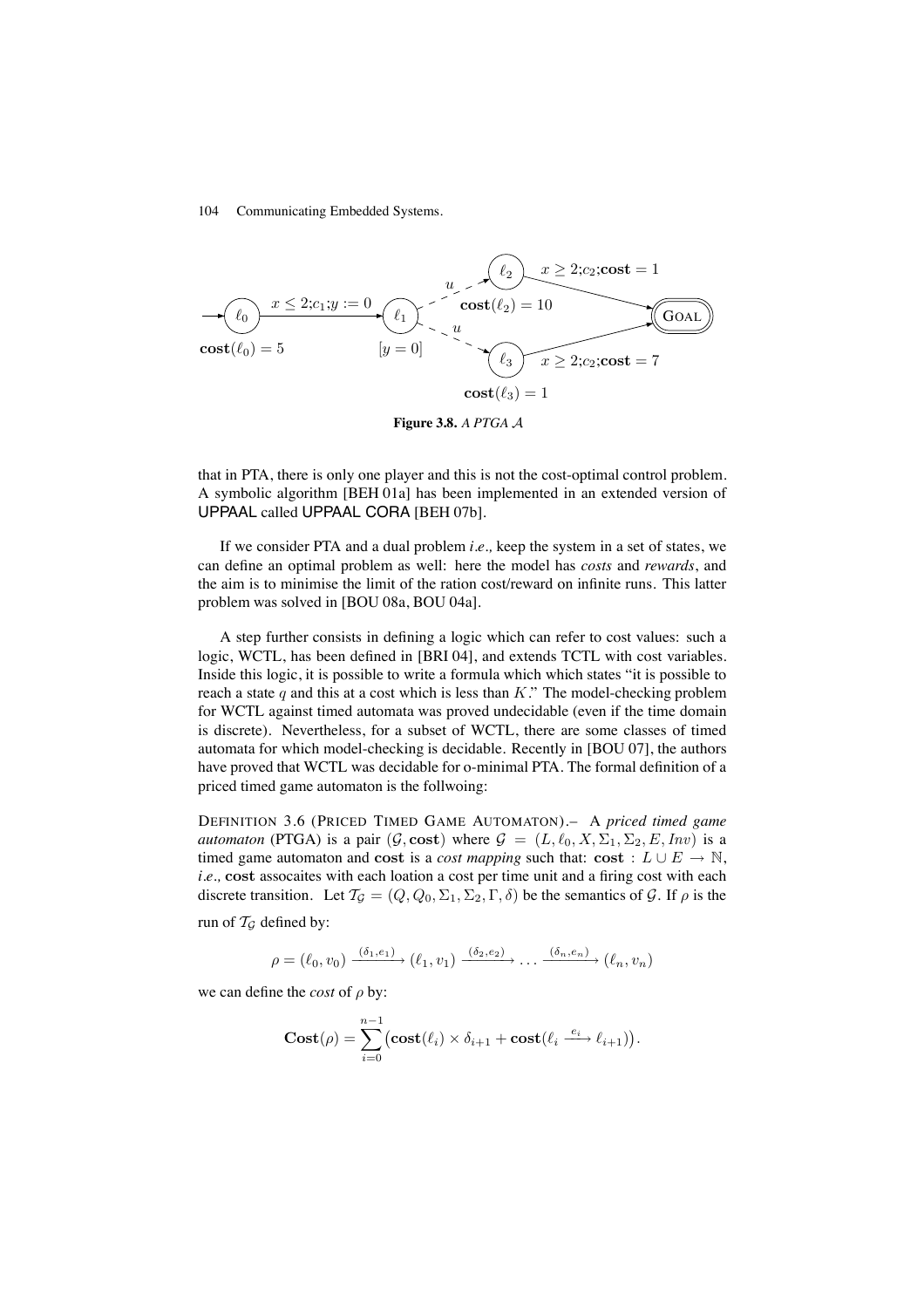**Figure 3.8.** *A PTGA $\mathcal{A}$*

that in PTA, there is only one player and this is not the cost-optimal control problem. A symbolic algorithm [BEH 01a] has been implemented in an extended version of UPPAAL called UPPAAL CORA [BEH 07b].

If we consider PTA and a dual problem *i.e.,* keep the system in a set of states, we can define an optimal problem as well: here the model has *costs* and *rewards*, and the aim is to minimise the limit of the ration cost/reward on infinite runs. This latter problem was solved in [BOU 08a, BOU 04a].

A step further consists in defining a logic which can refer to cost values: such a logic, WCTL, has been defined in [BRI 04], and extends TCTL with cost variables. Inside this logic, it is possible to write a formula which which states "it is possible to reach a state $q$ and this at a cost which is less than $K$." The model-checking problem for WCTL against timed automata was proved undecidable (even if the time domain is discrete). Nevertheless, for a subset of WCTL, there are some classes of timed automata for which model-checking is decidable. Recently in [BOU 07], the authors have proved that WCTL was decidable for o-minimal PTA. The formal definition of a priced timed game automaton is the follwoing:

DEFINITION 3.6 (PRICED TIMED GAME AUTOMATON).– A *priced timed game automaton* (PTGA) is a pair $(\mathcal{G}, \mathbf{cost})$ where $\mathcal{G} = (L, \ell_0, X, \Sigma_1, \Sigma_2, E, Inv)$ is a timed game automaton and $\mathbf{cost}$ is a *cost mapping* such that: $\mathbf{cost} : L \cup E \to \mathbb{N}$, *i.e.,* $\mathbf{cost}$ assocaites with each loation a cost per time unit and a firing cost with each discrete transition. Let $\mathcal{T}_\mathcal{G} = (Q, Q_0, \Sigma_1, \Sigma_2, \Gamma, \delta)$ be the semantics of $\mathcal{G}$. If $\rho$ is the run of $\mathcal{T}_\mathcal{G}$ defined by:

$$\rho = (\ell_0, v_0) \xrightarrow{(\delta_1, e_1)} (\ell_1, v_1) \xrightarrow{(\delta_2, e_2)} \dots \xrightarrow{(\delta_n, e_n)} (\ell_n, v_n)$$

we can define the *cost* of $\rho$ by:

$$\mathbf{Cost}(\rho) = \sum_{i=0}^{n-1} \bigl(\mathbf{cost}(\ell_i) \times \delta_{i+1} + \mathbf{cost}(\ell_i \xrightarrow{e_i} \ell_{i+1})\bigr).$$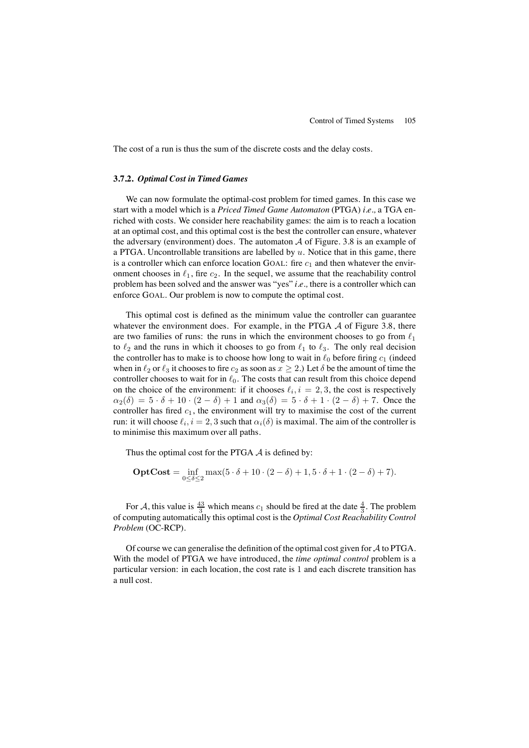The cost of a run is thus the sum of the discrete costs and the delay costs.

### 3.7.2. *Optimal Cost in Timed Games*

We can now formulate the optimal-cost problem for timed games. In this case we start with a model which is a *Priced Timed Game Automaton* (PTGA) *i.e.,* a TGA enriched with costs. We consider here reachability games: the aim is to reach a location at an optimal cost, and this optimal cost is the best the controller can ensure, whatever the adversary (environment) does. The automaton $\mathcal{A}$ of Figure. 3.8 is an example of a PTGA. Uncontrollable transitions are labelled by $u$. Notice that in this game, there is a controller which can enforce location GOAL: fire $c_1$ and then whatever the environment chooses in $\ell_1$, fire $c_2$. In the sequel, we assume that the reachability control problem has been solved and the answer was "yes" *i.e.,* there is a controller which can enforce GOAL. Our problem is now to compute the optimal cost.

This optimal cost is defined as the minimum value the controller can guarantee whatever the environment does. For example, in the PTGA $\mathcal{A}$ of Figure 3.8, there are two families of runs: the runs in which the environment chooses to go from $\ell_1$ to $\ell_2$ and the runs in which it chooses to go from $\ell_1$ to $\ell_3$. The only real decision the controller has to make is to choose how long to wait in $\ell_0$ before firing $c_1$ (indeed when in $\ell_2$ or $\ell_3$ it chooses to fire $c_2$ as soon as $x \geq 2$.) Let $\delta$ be the amount of time the controller chooses to wait for in $\ell_0$. The costs that can result from this choice depend on the choice of the environment: if it chooses $\ell_i, i = 2, 3$, the cost is respectively $\alpha_2(\delta) = 5 \cdot \delta + 10 \cdot (2 - \delta) + 1$ and $\alpha_3(\delta) = 5 \cdot \delta + 1 \cdot (2 - \delta) + 7$. Once the controller has fired $c_1$, the environment will try to maximise the cost of the current run: it will choose $\ell_i, i = 2, 3$ such that $\alpha_i(\delta)$ is maximal. The aim of the controller is to minimise this maximum over all paths.

Thus the optimal cost for the PTGA $\mathcal{A}$ is defined by:

$$\mathbf{OptCost} = \inf_{0 \leq \delta \leq 2} \max(5 \cdot \delta + 10 \cdot (2 - \delta) + 1, 5 \cdot \delta + 1 \cdot (2 - \delta) + 7).$$

For $\mathcal{A}$, this value is $\frac{43}{3}$ which means $c_1$ should be fired at the date $\frac{4}{3}$. The problem of computing automatically this optimal cost is the *Optimal Cost Reachability Control Problem* (OC-RCP).

Of course we can generalise the definition of the optimal cost given for $\mathcal{A}$ to PTGA. With the model of PTGA we have introduced, the *time optimal control* problem is a particular version: in each location, the cost rate is 1 and each discrete transition has a null cost.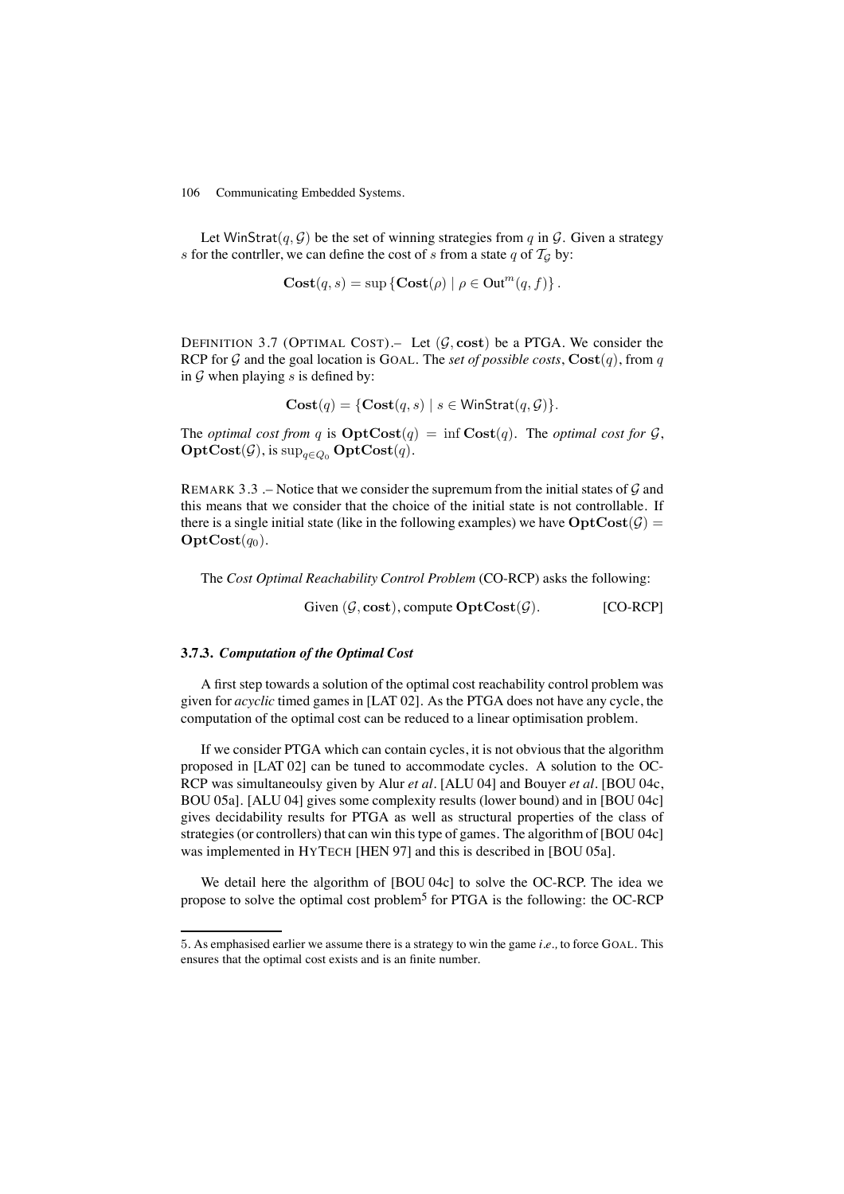Let $\mathsf{WinStrat}(q, \mathcal{G})$ be the set of winning strategies from $q$ in $\mathcal{G}$. Given a strategy $s$ for the contrller, we can define the cost of $s$ from a state $q$ of $\mathcal{T}_\mathcal{G}$ by:

$$\mathbf{Cost}(q, s) = \sup \left\{ \mathbf{Cost}(\rho) \mid \rho \in \mathsf{Out}^m(q, f) \right\}.$$

DEFINITION 3.7 (OPTIMAL COST).– Let $(\mathcal{G}, \mathbf{cost})$ be a PTGA. We consider the RCP for $\mathcal{G}$ and the goal location is GOAL. The *set of possible costs*, $\mathbf{Cost}(q)$, from $q$ in $\mathcal{G}$ when playing $s$ is defined by:

$$\mathbf{Cost}(q) = \{ \mathbf{Cost}(q, s) \mid s \in \mathsf{WinStrat}(q, \mathcal{G}) \}.$$

The *optimal cost from* $q$ is $\mathbf{OptCost}(q) = \inf \mathbf{Cost}(q)$. The *optimal cost for* $\mathcal{G}$, $\mathbf{OptCost}(\mathcal{G})$, is $\sup_{q \in Q_0} \mathbf{OptCost}(q)$.

REMARK 3.3 .– Notice that we consider the supremum from the initial states of $\mathcal{G}$ and this means that we consider that the choice of the initial state is not controllable. If there is a single initial state (like in the following examples) we have $\mathbf{OptCost}(\mathcal{G}) = \mathbf{OptCost}(q_0)$.

The *Cost Optimal Reachability Control Problem* (CO-RCP) asks the following:

$$\text{Given } (\mathcal{G}, \mathbf{cost}), \text{ compute } \mathbf{OptCost}(\mathcal{G}). \qquad \text{[CO-RCP]}$$

### 3.7.3. *Computation of the Optimal Cost*

A first step towards a solution of the optimal cost reachability control problem was given for *acyclic* timed games in [LAT 02]. As the PTGA does not have any cycle, the computation of the optimal cost can be reduced to a linear optimisation problem.

If we consider PTGA which can contain cycles, it is not obvious that the algorithm proposed in [LAT 02] can be tuned to accommodate cycles. A solution to the OC-RCP was simultaneoulsy given by Alur *et al*. [ALU 04] and Bouyer *et al*. [BOU 04c, BOU 05a]. [ALU 04] gives some complexity results (lower bound) and in [BOU 04c] gives decidability results for PTGA as well as structural properties of the class of strategies (or controllers) that can win this type of games. The algorithm of [BOU 04c] was implemented in HYTECH [HEN 97] and this is described in [BOU 05a].

We detail here the algorithm of [BOU 04c] to solve the OC-RCP. The idea we propose to solve the optimal cost problem[5] for PTGA is the following: the OC-RCP

5. As emphasised earlier we assume there is a strategy to win the game *i.e.,* to force GOAL. This ensures that the optimal cost exists and is an finite number.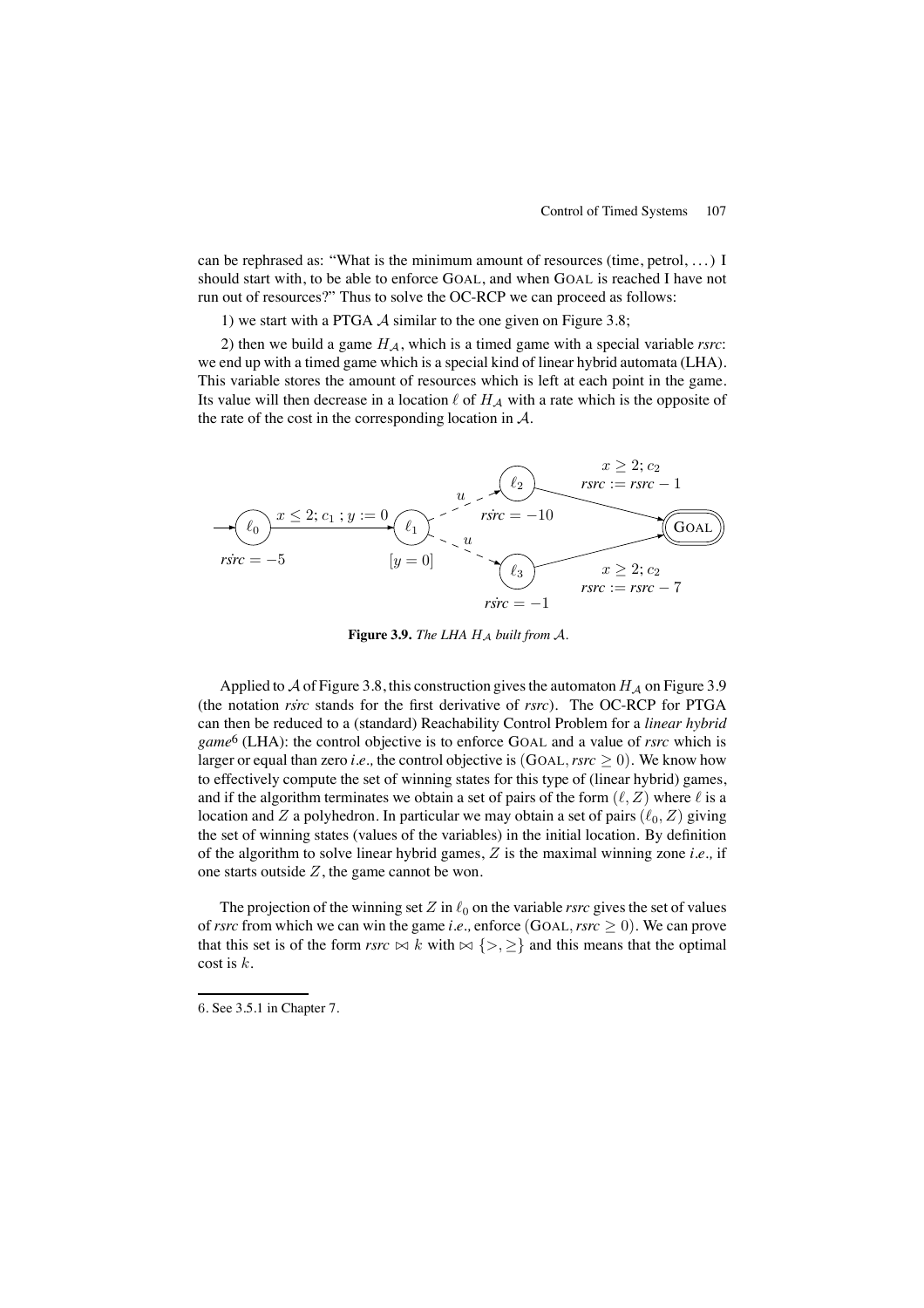can be rephrased as: "What is the minimum amount of resources (time, petrol, ...) I should start with, to be able to enforce GOAL, and when GOAL is reached I have not run out of resources?" Thus to solve the OC-RCP we can proceed as follows:

1) we start with a PTGA $\mathcal{A}$ similar to the one given on Figure 3.8;

2) then we build a game $H_{\mathcal{A}}$, which is a timed game with a special variable *rsrc*: we end up with a timed game which is a special kind of linear hybrid automata (LHA). This variable stores the amount of resources which is left at each point in the game. Its value will then decrease in a location $\ell$ of $H_{\mathcal{A}}$ with a rate which is the opposite of the rate of the cost in the corresponding location in $\mathcal{A}$.

**Figure 3.9.** *The LHA $H_{\mathcal{A}}$ built from $\mathcal{A}$.*

Applied to $\mathcal{A}$ of Figure 3.8, this construction gives the automaton $H_{\mathcal{A}}$ on Figure 3.9 (the notation $\dot{rsrc}$ stands for the first derivative of *rsrc*). The OC-RCP for PTGA can then be reduced to a (standard) Reachability Control Problem for a *linear hybrid game*[6] (LHA): the control objective is to enforce GOAL and a value of *rsrc* which is larger or equal than zero *i.e.,* the control objective is $(\text{GOAL}, rsrc \geq 0)$. We know how to effectively compute the set of winning states for this type of (linear hybrid) games, and if the algorithm terminates we obtain a set of pairs of the form $(\ell, Z)$ where $\ell$ is a location and $Z$ a polyhedron. In particular we may obtain a set of pairs $(\ell_0, Z)$ giving the set of winning states (values of the variables) in the initial location. By definition of the algorithm to solve linear hybrid games, $Z$ is the maximal winning zone *i.e.,* if one starts outside $Z$, the game cannot be won.

The projection of the winning set $Z$ in $\ell_0$ on the variable *rsrc* gives the set of values of *rsrc* from which we can win the game *i.e.,* enforce $(\text{GOAL}, rsrc \geq 0)$. We can prove that this set is of the form $rsrc \bowtie k$ with $\bowtie \{>, \geq\}$ and this means that the optimal cost is $k$.

6. See 3.5.1 in Chapter 7.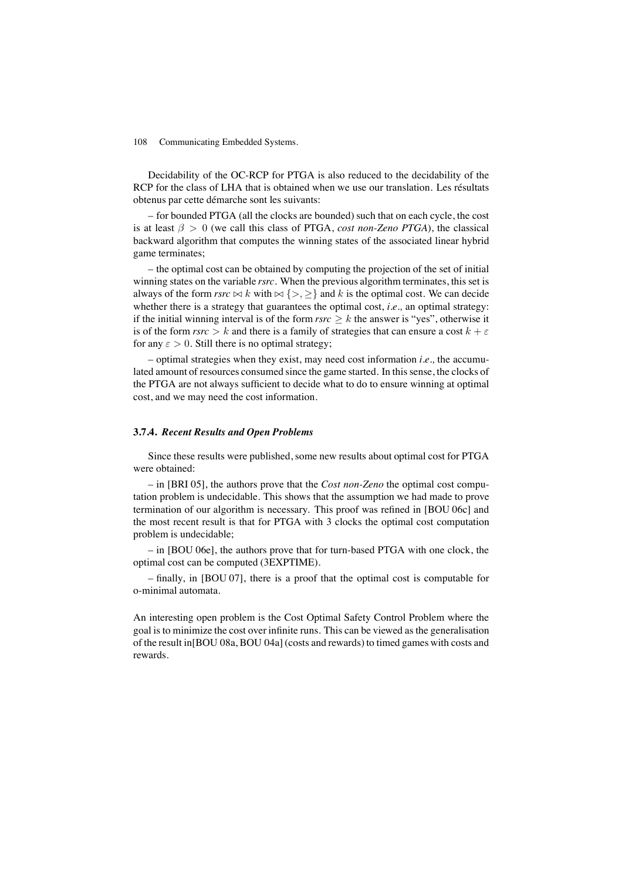Decidability of the OC-RCP for PTGA is also reduced to the decidability of the RCP for the class of LHA that is obtained when we use our translation. Les résultats obtenus par cette démarche sont les suivants:

– for bounded PTGA (all the clocks are bounded) such that on each cycle, the cost is at least $\beta > 0$ (we call this class of PTGA, *cost non-Zeno PTGA*), the classical backward algorithm that computes the winning states of the associated linear hybrid game terminates;

– the optimal cost can be obtained by computing the projection of the set of initial winning states on the variable *rsrc*. When the previous algorithm terminates, this set is always of the form $rsrc \bowtie k$ with $\bowtie \{>, \geq\}$ and $k$ is the optimal cost. We can decide whether there is a strategy that guarantees the optimal cost, *i.e.,* an optimal strategy: if the initial winning interval is of the form $rsrc \geq k$ the answer is "yes", otherwise it is of the form $rsrc > k$ and there is a family of strategies that can ensure a cost $k + \varepsilon$ for any $\varepsilon > 0$. Still there is no optimal strategy;

– optimal strategies when they exist, may need cost information *i.e.,* the accumulated amount of resources consumed since the game started. In this sense, the clocks of the PTGA are not always sufficient to decide what to do to ensure winning at optimal cost, and we may need the cost information.

### 3.7.4. *Recent Results and Open Problems*

Since these results were published, some new results about optimal cost for PTGA were obtained:

– in [BRI 05], the authors prove that the *Cost non-Zeno* the optimal cost computation problem is undecidable. This shows that the assumption we had made to prove termination of our algorithm is necessary. This proof was refined in [BOU 06c] and the most recent result is that for PTGA with 3 clocks the optimal cost computation problem is undecidable;

– in [BOU 06e], the authors prove that for turn-based PTGA with one clock, the optimal cost can be computed (3EXPTIME).

– finally, in [BOU 07], there is a proof that the optimal cost is computable for o-minimal automata.

An interesting open problem is the Cost Optimal Safety Control Problem where the goal is to minimize the cost over infinite runs. This can be viewed as the generalisation of the result in[BOU 08a, BOU 04a] (costs and rewards) to timed games with costs and rewards.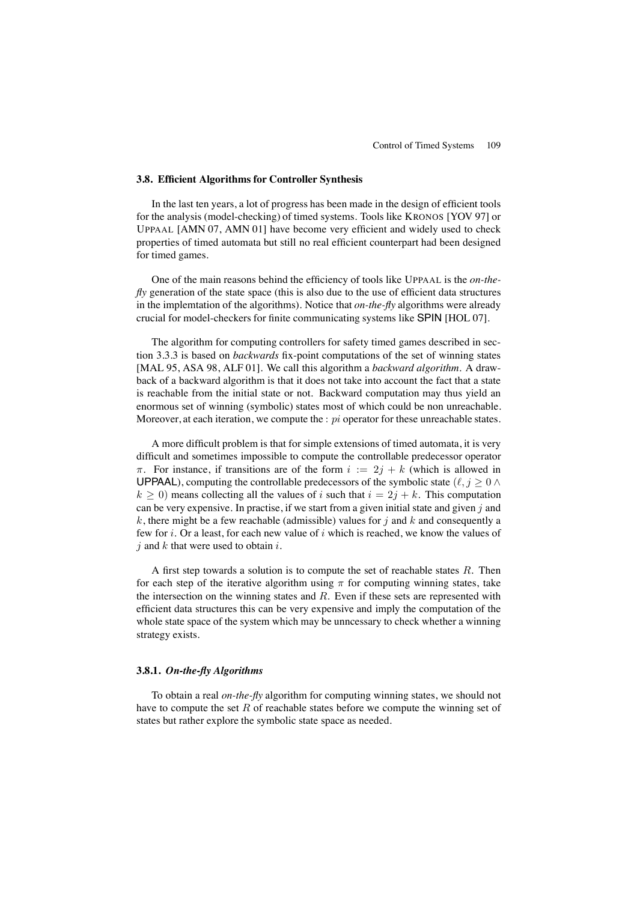### 3.8. Efficient Algorithms for Controller Synthesis

In the last ten years, a lot of progress has been made in the design of efficient tools for the analysis (model-checking) of timed systems. Tools like KRONOS [YOV 97] or UPPAAL [AMN 07, AMN 01] have become very efficient and widely used to check properties of timed automata but still no real efficient counterpart had been designed for timed games.

One of the main reasons behind the efficiency of tools like UPPAAL is the *on-the-fly* generation of the state space (this is also due to the use of efficient data structures in the implemtation of the algorithms). Notice that *on-the-fly* algorithms were already crucial for model-checkers for finite communicating systems like SPIN [HOL 07].

The algorithm for computing controllers for safety timed games described in section 3.3.3 is based on *backwards* fix-point computations of the set of winning states [MAL 95, ASA 98, ALF 01]. We call this algorithm a *backward algorithm*. A drawback of a backward algorithm is that it does not take into account the fact that a state is reachable from the initial state or not. Backward computation may thus yield an enormous set of winning (symbolic) states most of which could be non unreachable. Moreover, at each iteration, we compute the : $pi$ operator for these unreachable states.

A more difficult problem is that for simple extensions of timed automata, it is very difficult and sometimes impossible to compute the controllable predecessor operator $\pi$. For instance, if transitions are of the form $i := 2j + k$ (which is allowed in UPPAAL), computing the controllable predecessors of the symbolic state $(\ell, j \geq 0 \wedge k \geq 0)$ means collecting all the values of $i$ such that $i = 2j + k$. This computation can be very expensive. In practise, if we start from a given initial state and given $j$ and $k$, there might be a few reachable (admissible) values for $j$ and $k$ and consequently a few for $i$. Or a least, for each new value of $i$ which is reached, we know the values of $j$ and $k$ that were used to obtain $i$.

A first step towards a solution is to compute the set of reachable states $R$. Then for each step of the iterative algorithm using $\pi$ for computing winning states, take the intersection on the winning states and $R$. Even if these sets are represented with efficient data structures this can be very expensive and imply the computation of the whole state space of the system which may be unncessary to check whether a winning strategy exists.

#### 3.8.1. *On-the-fly Algorithms*

To obtain a real *on-the-fly* algorithm for computing winning states, we should not have to compute the set $R$ of reachable states before we compute the winning set of states but rather explore the symbolic state space as needed.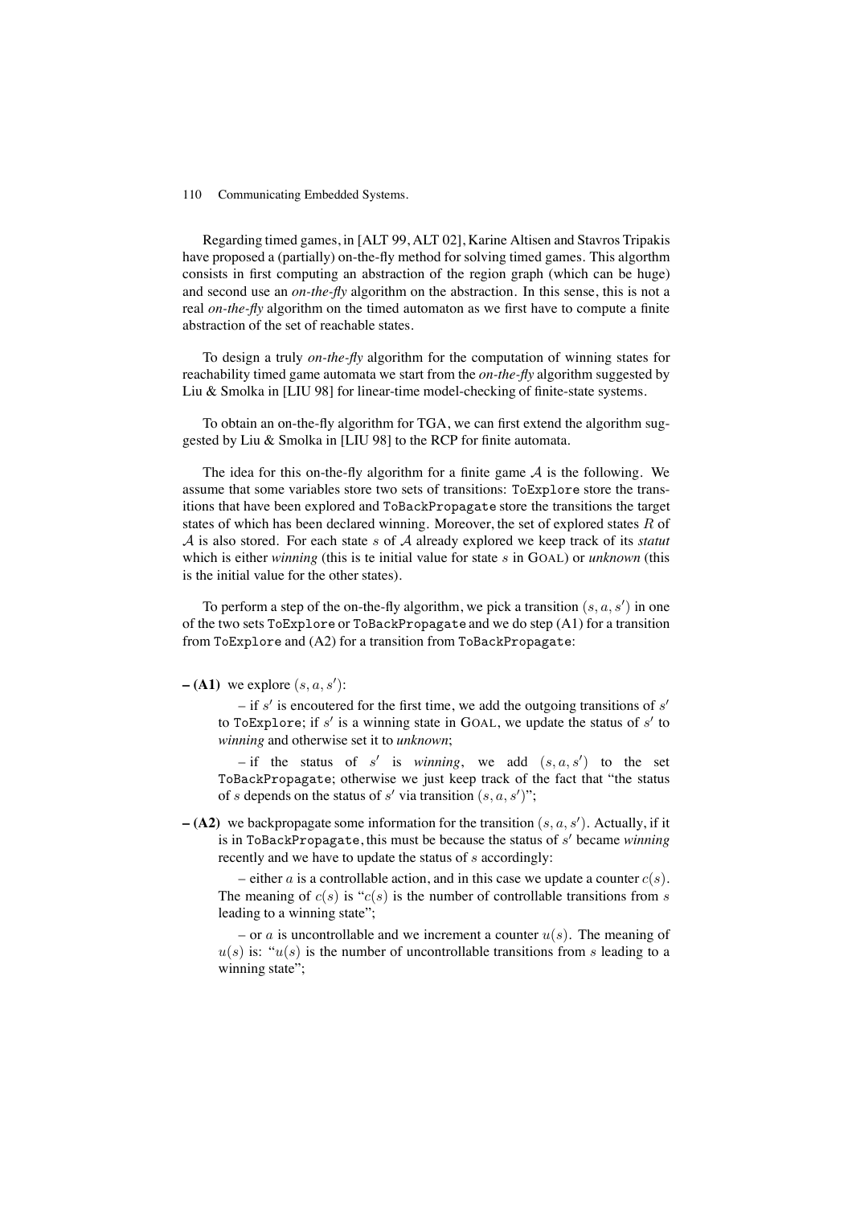Regarding timed games, in [ALT 99, ALT 02], Karine Altisen and Stavros Tripakis have proposed a (partially) on-the-fly method for solving timed games. This algorthm consists in first computing an abstraction of the region graph (which can be huge) and second use an *on-the-fly* algorithm on the abstraction. In this sense, this is not a real *on-the-fly* algorithm on the timed automaton as we first have to compute a finite abstraction of the set of reachable states.

To design a truly *on-the-fly* algorithm for the computation of winning states for reachability timed game automata we start from the *on-the-fly* algorithm suggested by Liu & Smolka in [LIU 98] for linear-time model-checking of finite-state systems.

To obtain an on-the-fly algorithm for TGA, we can first extend the algorithm suggested by Liu & Smolka in [LIU 98] to the RCP for finite automata.

The idea for this on-the-fly algorithm for a finite game $\mathcal{A}$ is the following. We assume that some variables store two sets of transitions: `ToExplore` store the transitions that have been explored and `ToBackPropagate` store the transitions the target states of which has been declared winning. Moreover, the set of explored states $R$ of $\mathcal{A}$ is also stored. For each state $s$ of $\mathcal{A}$ already explored we keep track of its *statut* which is either *winning* (this is te initial value for state $s$ in GOAL) or *unknown* (this is the initial value for the other states).

To perform a step of the on-the-fly algorithm, we pick a transition $(s, a, s')$ in one of the two sets `ToExplore` or `ToBackPropagate` and we do step (A1) for a transition from `ToExplore` and (A2) for a transition from `ToBackPropagate`:

– **(A1)** we explore $(s, a, s')$:

  – if $s'$ is encoutered for the first time, we add the outgoing transitions of $s'$ to `ToExplore`; if $s'$ is a winning state in GOAL, we update the status of $s'$ to *winning* and otherwise set it to *unknown*;

  – if the status of $s'$ is *winning*, we add $(s, a, s')$ to the set `ToBackPropagate`; otherwise we just keep track of the fact that "the status of $s$ depends on the status of $s'$ via transition $(s, a, s')$";

– **(A2)** we backpropagate some information for the transition $(s, a, s')$. Actually, if it is in `ToBackPropagate`, this must be because the status of $s'$ became *winning* recently and we have to update the status of $s$ accordingly:

  – either $a$ is a controllable action, and in this case we update a counter $c(s)$. The meaning of $c(s)$ is "$c(s)$ is the number of controllable transitions from $s$ leading to a winning state";

  – or $a$ is uncontrollable and we increment a counter $u(s)$. The meaning of $u(s)$ is: "$u(s)$ is the number of uncontrollable transitions from $s$ leading to a winning state";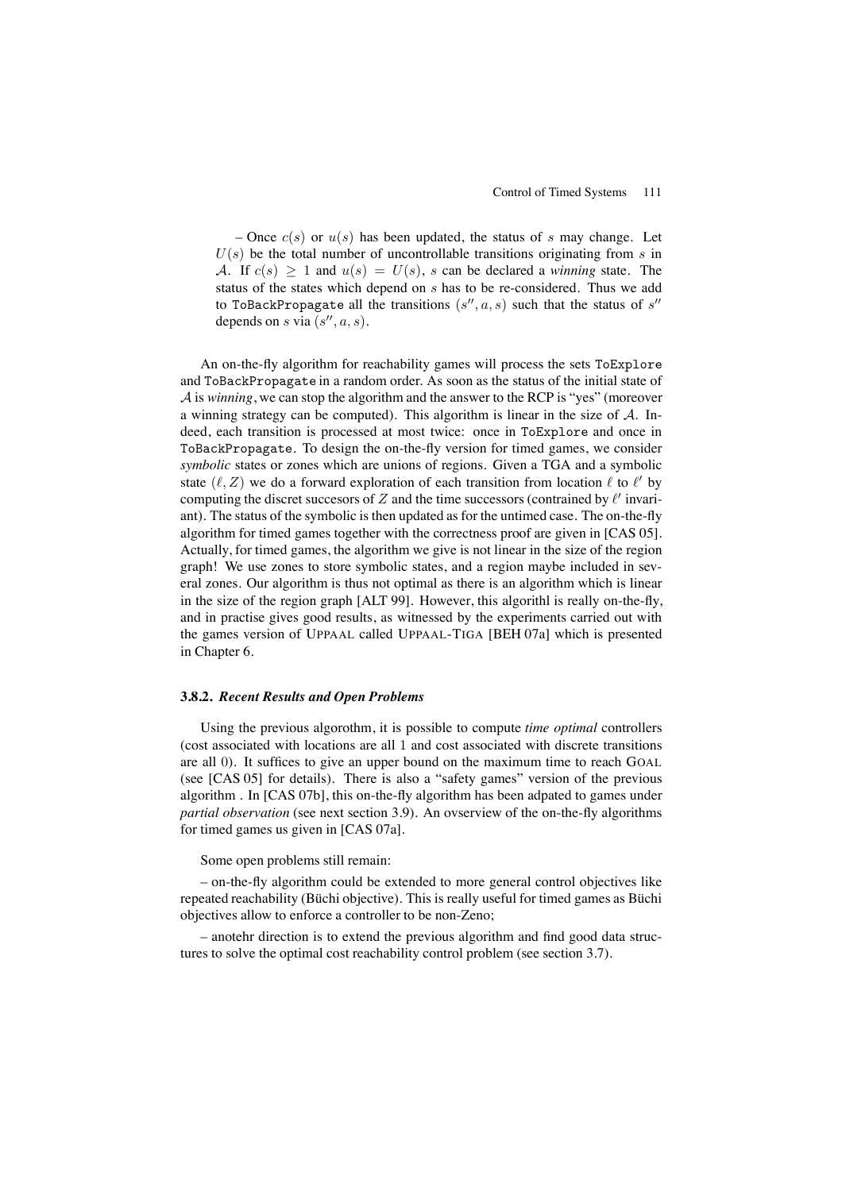– Once $c(s)$ or $u(s)$ has been updated, the status of $s$ may change. Let $U(s)$ be the total number of uncontrollable transitions originating from $s$ in $\mathcal{A}$. If $c(s) \geq 1$ and $u(s) = U(s)$, $s$ can be declared a *winning* state. The status of the states which depend on $s$ has to be re-considered. Thus we add to `ToBackPropagate` all the transitions $(s'', a, s)$ such that the status of $s''$ depends on $s$ via $(s'', a, s)$.

An on-the-fly algorithm for reachability games will process the sets `ToExplore` and `ToBackPropagate` in a random order. As soon as the status of the initial state of $\mathcal{A}$ is *winning*, we can stop the algorithm and the answer to the RCP is "yes" (moreover a winning strategy can be computed). This algorithm is linear in the size of $\mathcal{A}$. Indeed, each transition is processed at most twice: once in `ToExplore` and once in `ToBackPropagate`. To design the on-the-fly version for timed games, we consider *symbolic* states or zones which are unions of regions. Given a TGA and a symbolic state $(\ell, Z)$ we do a forward exploration of each transition from location $\ell$ to $\ell'$ by computing the discret succesors of $Z$ and the time successors (contrained by $\ell'$ invariant). The status of the symbolic is then updated as for the untimed case. The on-the-fly algorithm for timed games together with the correctness proof are given in [CAS 05]. Actually, for timed games, the algorithm we give is not linear in the size of the region graph! We use zones to store symbolic states, and a region maybe included in several zones. Our algorithm is thus not optimal as there is an algorithm which is linear in the size of the region graph [ALT 99]. However, this algorithl is really on-the-fly, and in practise gives good results, as witnessed by the experiments carried out with the games version of UPPAAL called UPPAAL-TIGA [BEH 07a] which is presented in Chapter 6.

### 3.8.2. *Recent Results and Open Problems*

Using the previous algorothm, it is possible to compute *time optimal* controllers (cost associated with locations are all 1 and cost associated with discrete transitions are all 0). It suffices to give an upper bound on the maximum time to reach GOAL (see [CAS 05] for details). There is also a "safety games" version of the previous algorithm . In [CAS 07b], this on-the-fly algorithm has been adpated to games under *partial observation* (see next section 3.9). An ovserview of the on-the-fly algorithms for timed games us given in [CAS 07a].

Some open problems still remain:

– on-the-fly algorithm could be extended to more general control objectives like repeated reachability (Büchi objective). This is really useful for timed games as Büchi objectives allow to enforce a controller to be non-Zeno;

– anotehr direction is to extend the previous algorithm and find good data structures to solve the optimal cost reachability control problem (see section 3.7).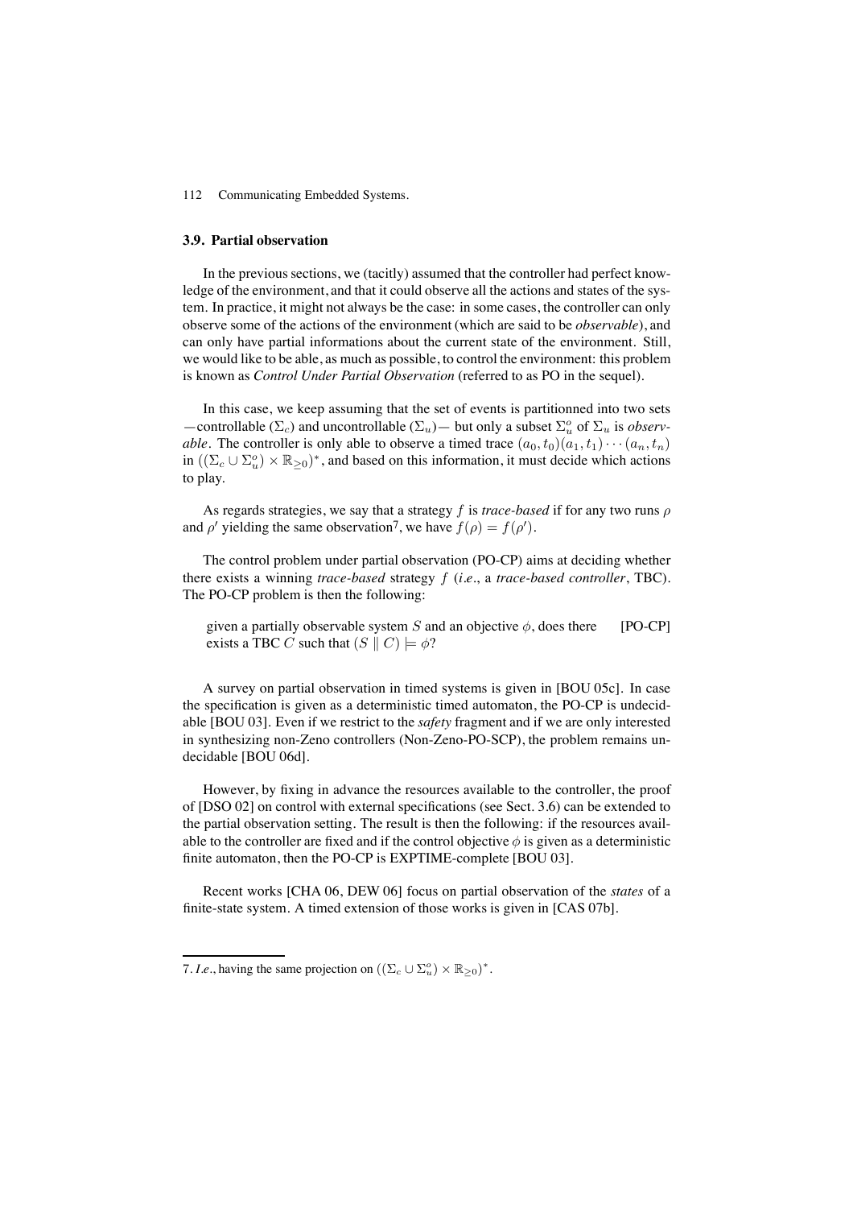### 3.9. Partial observation

In the previous sections, we (tacitly) assumed that the controller had perfect knowledge of the environment, and that it could observe all the actions and states of the system. In practice, it might not always be the case: in some cases, the controller can only observe some of the actions of the environment (which are said to be *observable*), and can only have partial informations about the current state of the environment. Still, we would like to be able, as much as possible, to control the environment: this problem is known as *Control Under Partial Observation* (referred to as PO in the sequel).

In this case, we keep assuming that the set of events is partitionned into two sets —controllable ($\Sigma_c$) and uncontrollable ($\Sigma_u$)— but only a subset $\Sigma_u^o$ of $\Sigma_u$ is *observable*. The controller is only able to observe a timed trace $(a_0, t_0)(a_1, t_1) \cdots (a_n, t_n)$ in $((\Sigma_c \cup \Sigma_u^o) \times \mathbb{R}_{\geq 0})^*$, and based on this information, it must decide which actions to play.

As regards strategies, we say that a strategy $f$ is *trace-based* if for any two runs $\rho$ and $\rho'$ yielding the same observation[7], we have $f(\rho) = f(\rho')$.

The control problem under partial observation (PO-CP) aims at deciding whether there exists a winning *trace-based* strategy $f$ (*i.e.*, a *trace-based controller*, TBC). The PO-CP problem is then the following:

> given a partially observable system $S$ and an objective $\phi$, does there exists a TBC $C$ such that $(S \parallel C) \models \phi$? [PO-CP]

A survey on partial observation in timed systems is given in [BOU 05c]. In case the specification is given as a deterministic timed automaton, the PO-CP is undecidable [BOU 03]. Even if we restrict to the *safety* fragment and if we are only interested in synthesizing non-Zeno controllers (Non-Zeno-PO-SCP), the problem remains undecidable [BOU 06d].

However, by fixing in advance the resources available to the controller, the proof of [DSO 02] on control with external specifications (see Sect. 3.6) can be extended to the partial observation setting. The result is then the following: if the resources available to the controller are fixed and if the control objective $\phi$ is given as a deterministic finite automaton, then the PO-CP is EXPTIME-complete [BOU 03].

Recent works [CHA 06, DEW 06] focus on partial observation of the *states* of a finite-state system. A timed extension of those works is given in [CAS 07b].

---

7. *I.e.*, having the same projection on $((\Sigma_c \cup \Sigma_u^o) \times \mathbb{R}_{\geq 0})^*$.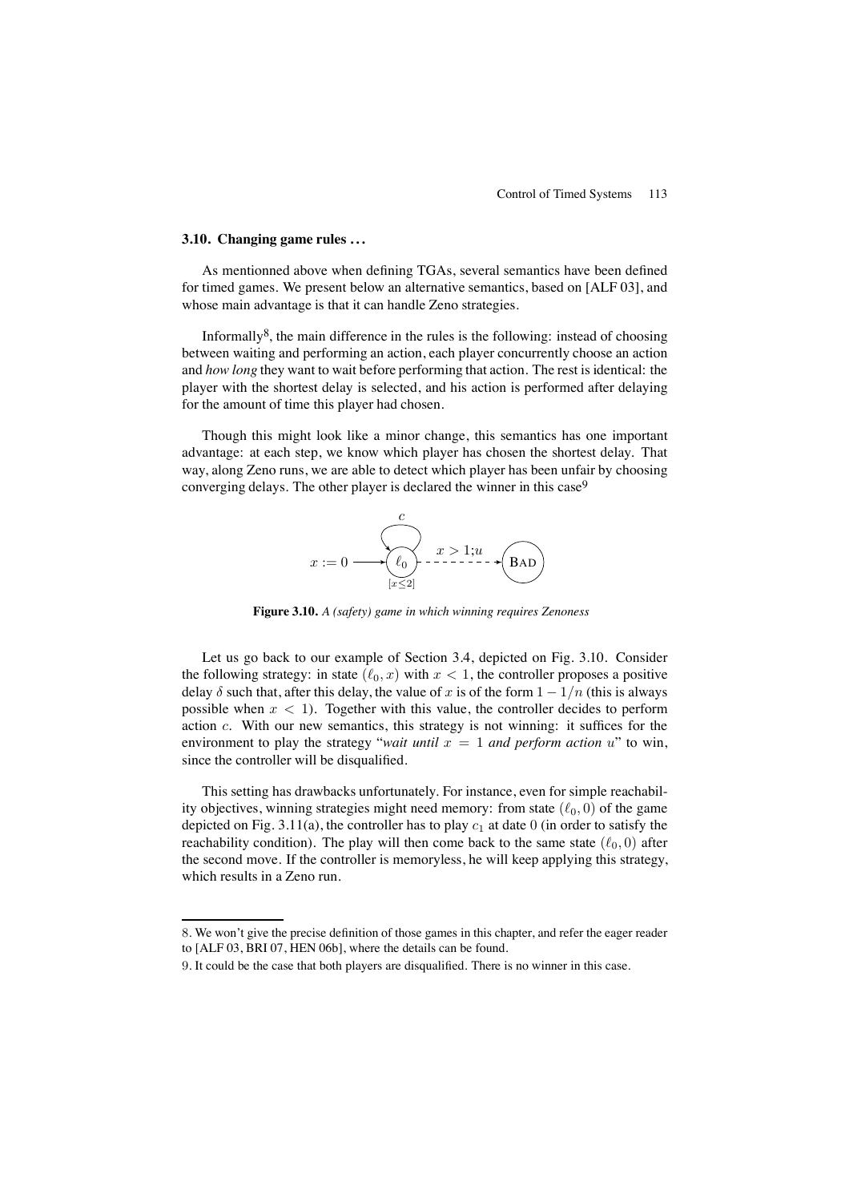### 3.10. Changing game rules ...

As mentionned above when defining TGAs, several semantics have been defined for timed games. We present below an alternative semantics, based on [ALF 03], and whose main advantage is that it can handle Zeno strategies.

Informally[8], the main difference in the rules is the following: instead of choosing between waiting and performing an action, each player concurrently choose an action and *how long* they want to wait before performing that action. The rest is identical: the player with the shortest delay is selected, and his action is performed after delaying for the amount of time this player had chosen.

Though this might look like a minor change, this semantics has one important advantage: at each step, we know which player has chosen the shortest delay. That way, along Zeno runs, we are able to detect which player has been unfair by choosing converging delays. The other player is declared the winner in this case[9]

**Figure 3.10.** *A (safety) game in which winning requires Zenoness*

Let us go back to our example of Section 3.4, depicted on Fig. 3.10. Consider the following strategy: in state $(\ell_0, x)$ with $x < 1$, the controller proposes a positive delay $\delta$ such that, after this delay, the value of $x$ is of the form $1 - 1/n$ (this is always possible when $x < 1$). Together with this value, the controller decides to perform action $c$. With our new semantics, this strategy is not winning: it suffices for the environment to play the strategy "*wait until* $x = 1$ *and perform action* $u$" to win, since the controller will be disqualified.

This setting has drawbacks unfortunately. For instance, even for simple reachability objectives, winning strategies might need memory: from state $(\ell_0, 0)$ of the game depicted on Fig. 3.11(a), the controller has to play $c_1$ at date 0 (in order to satisfy the reachability condition). The play will then come back to the same state $(\ell_0, 0)$ after the second move. If the controller is memoryless, he will keep applying this strategy, which results in a Zeno run.

8. We won't give the precise definition of those games in this chapter, and refer the eager reader to [ALF 03, BRI 07, HEN 06b], where the details can be found.

9. It could be the case that both players are disqualified. There is no winner in this case.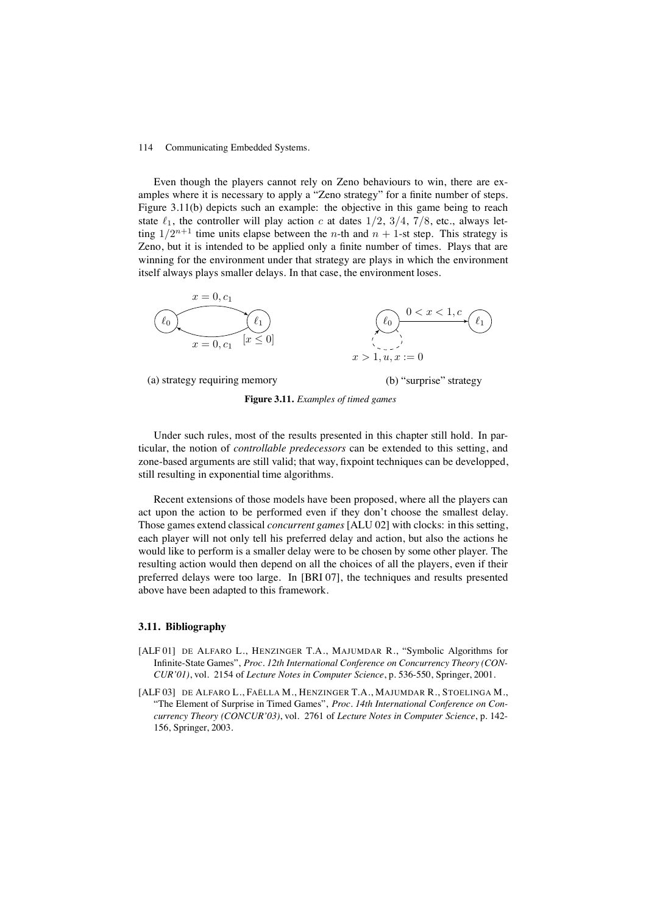Even though the players cannot rely on Zeno behaviours to win, there are examples where it is necessary to apply a "Zeno strategy" for a finite number of steps. Figure 3.11(b) depicts such an example: the objective in this game being to reach state $\ell_1$, the controller will play action $c$ at dates $1/2$, $3/4$, $7/8$, etc., always letting $1/2^{n+1}$ time units elapse between the $n$-th and $n+1$-st step. This strategy is Zeno, but it is intended to be applied only a finite number of times. Plays that are winning for the environment under that strategy are plays in which the environment itself always plays smaller delays. In that case, the environment loses.

(a) strategy requiring memory

(b) "surprise" strategy

**Figure 3.11.** *Examples of timed games*

Under such rules, most of the results presented in this chapter still hold. In particular, the notion of *controllable predecessors* can be extended to this setting, and zone-based arguments are still valid; that way, fixpoint techniques can be developped, still resulting in exponential time algorithms.

Recent extensions of those models have been proposed, where all the players can act upon the action to be performed even if they don't choose the smallest delay. Those games extend classical *concurrent games* [ALU 02] with clocks: in this setting, each player will not only tell his preferred delay and action, but also the actions he would like to perform is a smaller delay were to be chosen by some other player. The resulting action would then depend on all the choices of all the players, even if their preferred delays were too large. In [BRI 07], the techniques and results presented above have been adapted to this framework.

### 3.11. Bibliography

[ALF 01] DE ALFARO L., HENZINGER T.A., MAJUMDAR R., "Symbolic Algorithms for Infinite-State Games", *Proc. 12th International Conference on Concurrency Theory (CONCUR'01)*, vol. 2154 of *Lecture Notes in Computer Science*, p. 536-550, Springer, 2001.

[ALF 03] DE ALFARO L., FAËLLA M., HENZINGER T.A., MAJUMDAR R., STOELINGA M., "The Element of Surprise in Timed Games", *Proc. 14th International Conference on Concurrency Theory (CONCUR'03)*, vol. 2761 of *Lecture Notes in Computer Science*, p. 142-156, Springer, 2003.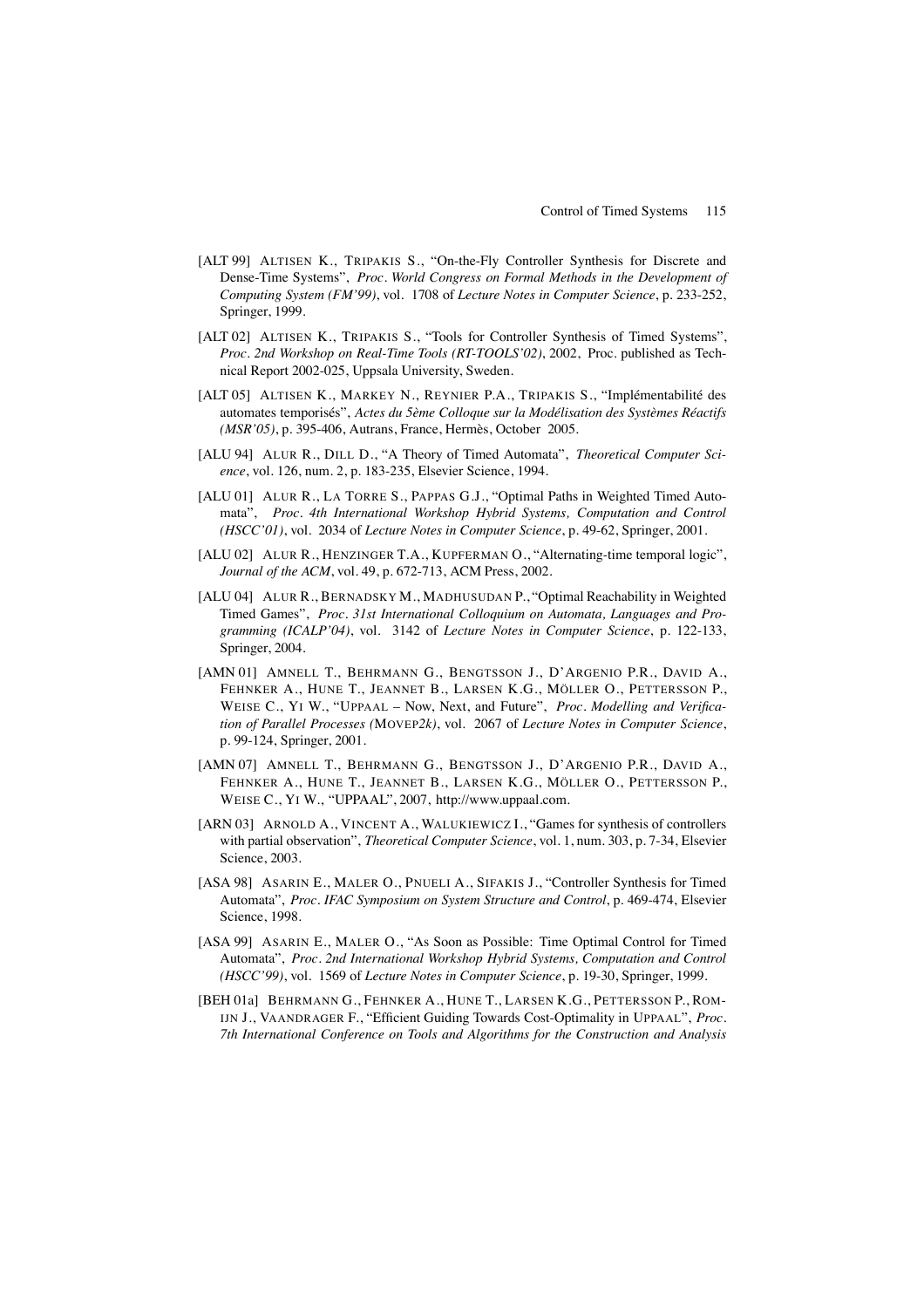[ALT 99] ALTISEN K., TRIPAKIS S., "On-the-Fly Controller Synthesis for Discrete and Dense-Time Systems", *Proc. World Congress on Formal Methods in the Development of Computing System (FM'99)*, vol. 1708 of *Lecture Notes in Computer Science*, p. 233-252, Springer, 1999.

[ALT 02] ALTISEN K., TRIPAKIS S., "Tools for Controller Synthesis of Timed Systems", *Proc. 2nd Workshop on Real-Time Tools (RT-TOOLS'02)*, 2002, Proc. published as Technical Report 2002-025, Uppsala University, Sweden.

[ALT 05] ALTISEN K., MARKEY N., REYNIER P.A., TRIPAKIS S., "Implémentabilité des automates temporisés", *Actes du 5ème Colloque sur la Modélisation des Systèmes Réactifs (MSR'05)*, p. 395-406, Autrans, France, Hermès, October 2005.

[ALU 94] ALUR R., DILL D., "A Theory of Timed Automata", *Theoretical Computer Science*, vol. 126, num. 2, p. 183-235, Elsevier Science, 1994.

[ALU 01] ALUR R., LA TORRE S., PAPPAS G.J., "Optimal Paths in Weighted Timed Automata", *Proc. 4th International Workshop Hybrid Systems, Computation and Control (HSCC'01)*, vol. 2034 of *Lecture Notes in Computer Science*, p. 49-62, Springer, 2001.

[ALU 02] ALUR R., HENZINGER T.A., KUPFERMAN O., "Alternating-time temporal logic", *Journal of the ACM*, vol. 49, p. 672-713, ACM Press, 2002.

[ALU 04] ALUR R., BERNADSKY M., MADHUSUDAN P., "Optimal Reachability in Weighted Timed Games", *Proc. 31st International Colloquium on Automata, Languages and Programming (ICALP'04)*, vol. 3142 of *Lecture Notes in Computer Science*, p. 122-133, Springer, 2004.

[AMN 01] AMNELL T., BEHRMANN G., BENGTSSON J., D'ARGENIO P.R., DAVID A., FEHNKER A., HUNE T., JEANNET B., LARSEN K.G., MÖLLER O., PETTERSSON P., WEISE C., YI W., "UPPAAL – Now, Next, and Future", *Proc. Modelling and Verification of Parallel Processes (MOVEP2k)*, vol. 2067 of *Lecture Notes in Computer Science*, p. 99-124, Springer, 2001.

[AMN 07] AMNELL T., BEHRMANN G., BENGTSSON J., D'ARGENIO P.R., DAVID A., FEHNKER A., HUNE T., JEANNET B., LARSEN K.G., MÖLLER O., PETTERSSON P., WEISE C., YI W., "UPPAAL", 2007, http://www.uppaal.com.

[ARN 03] ARNOLD A., VINCENT A., WALUKIEWICZ I., "Games for synthesis of controllers with partial observation", *Theoretical Computer Science*, vol. 1, num. 303, p. 7-34, Elsevier Science, 2003.

[ASA 98] ASARIN E., MALER O., PNUELI A., SIFAKIS J., "Controller Synthesis for Timed Automata", *Proc. IFAC Symposium on System Structure and Control*, p. 469-474, Elsevier Science, 1998.

[ASA 99] ASARIN E., MALER O., "As Soon as Possible: Time Optimal Control for Timed Automata", *Proc. 2nd International Workshop Hybrid Systems, Computation and Control (HSCC'99)*, vol. 1569 of *Lecture Notes in Computer Science*, p. 19-30, Springer, 1999.

[BEH 01a] BEHRMANN G., FEHNKER A., HUNE T., LARSEN K.G., PETTERSSON P., ROMIJN J., VAANDRAGER F., "Efficient Guiding Towards Cost-Optimality in UPPAAL", *Proc. 7th International Conference on Tools and Algorithms for the Construction and Analysis*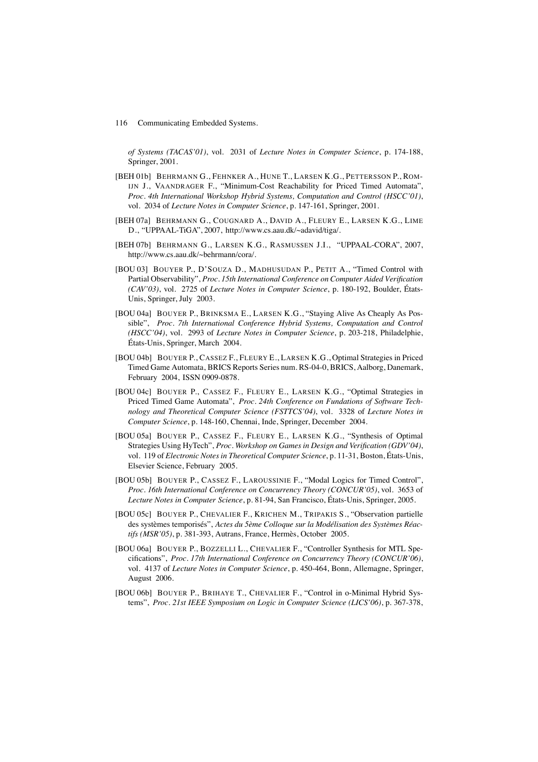*of Systems (TACAS'01)*, vol. 2031 of *Lecture Notes in Computer Science*, p. 174-188, Springer, 2001.

[BEH 01b] BEHRMANN G., FEHNKER A., HUNE T., LARSEN K.G., PETTERSSON P., ROMIJN J., VAANDRAGER F., "Minimum-Cost Reachability for Priced Timed Automata", *Proc. 4th International Workshop Hybrid Systems, Computation and Control (HSCC'01)*, vol. 2034 of *Lecture Notes in Computer Science*, p. 147-161, Springer, 2001.

[BEH 07a] BEHRMANN G., COUGNARD A., DAVID A., FLEURY E., LARSEN K.G., LIME D., "UPPAAL-TiGA", 2007, http://www.cs.aau.dk/~adavid/tiga/.

[BEH 07b] BEHRMANN G., LARSEN K.G., RASMUSSEN J.I., "UPPAAL-CORA", 2007, http://www.cs.aau.dk/~behrmann/cora/.

[BOU 03] BOUYER P., D'SOUZA D., MADHUSUDAN P., PETIT A., "Timed Control with Partial Observability", *Proc. 15th International Conference on Computer Aided Verification (CAV'03)*, vol. 2725 of *Lecture Notes in Computer Science*, p. 180-192, Boulder, États-Unis, Springer, July 2003.

[BOU 04a] BOUYER P., BRINKSMA E., LARSEN K.G., "Staying Alive As Cheaply As Possible", *Proc. 7th International Conference Hybrid Systems, Computation and Control (HSCC'04)*, vol. 2993 of *Lecture Notes in Computer Science*, p. 203-218, Philadelphie, États-Unis, Springer, March 2004.

[BOU 04b] BOUYER P., CASSEZ F., FLEURY E., LARSEN K.G., Optimal Strategies in Priced Timed Game Automata, BRICS Reports Series num. RS-04-0, BRICS, Aalborg, Danemark, February 2004, ISSN 0909-0878.

[BOU 04c] BOUYER P., CASSEZ F., FLEURY E., LARSEN K.G., "Optimal Strategies in Priced Timed Game Automata", *Proc. 24th Conference on Fundations of Software Technology and Theoretical Computer Science (FSTTCS'04)*, vol. 3328 of *Lecture Notes in Computer Science*, p. 148-160, Chennai, Inde, Springer, December 2004.

[BOU 05a] BOUYER P., CASSEZ F., FLEURY E., LARSEN K.G., "Synthesis of Optimal Strategies Using HyTech", *Proc. Workshop on Games in Design and Verification (GDV'04)*, vol. 119 of *Electronic Notes in Theoretical Computer Science*, p. 11-31, Boston, États-Unis, Elsevier Science, February 2005.

[BOU 05b] BOUYER P., CASSEZ F., LAROUSSINIE F., "Modal Logics for Timed Control", *Proc. 16th International Conference on Concurrency Theory (CONCUR'05)*, vol. 3653 of *Lecture Notes in Computer Science*, p. 81-94, San Francisco, États-Unis, Springer, 2005.

[BOU 05c] BOUYER P., CHEVALIER F., KRICHEN M., TRIPAKIS S., "Observation partielle des systèmes temporisés", *Actes du 5ème Colloque sur la Modélisation des Systèmes Réactifs (MSR'05)*, p. 381-393, Autrans, France, Hermès, October 2005.

[BOU 06a] BOUYER P., BOZZELLI L., CHEVALIER F., "Controller Synthesis for MTL Specifications", *Proc. 17th International Conference on Concurrency Theory (CONCUR'06)*, vol. 4137 of *Lecture Notes in Computer Science*, p. 450-464, Bonn, Allemagne, Springer, August 2006.

[BOU 06b] BOUYER P., BRIHAYE T., CHEVALIER F., "Control in o-Minimal Hybrid Systems", *Proc. 21st IEEE Symposium on Logic in Computer Science (LICS'06)*, p. 367-378,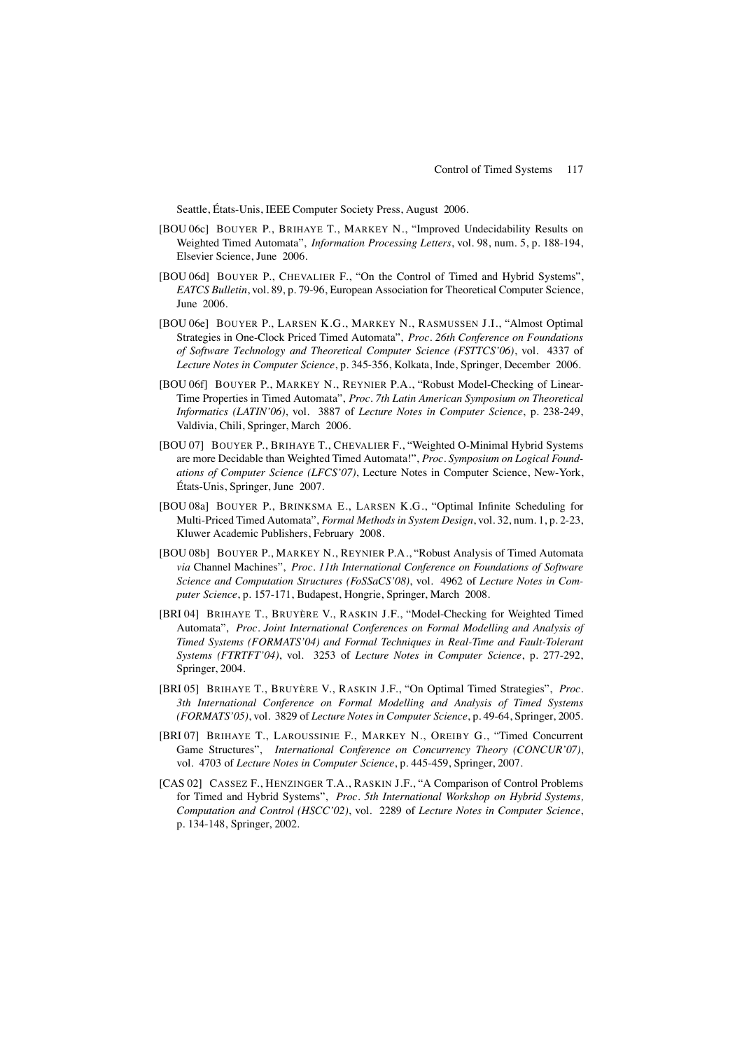Seattle, États-Unis, IEEE Computer Society Press, August 2006.

[BOU 06c] BOUYER P., BRIHAYE T., MARKEY N., "Improved Undecidability Results on Weighted Timed Automata", *Information Processing Letters*, vol. 98, num. 5, p. 188-194, Elsevier Science, June 2006.

[BOU 06d] BOUYER P., CHEVALIER F., "On the Control of Timed and Hybrid Systems", *EATCS Bulletin*, vol. 89, p. 79-96, European Association for Theoretical Computer Science, June 2006.

[BOU 06e] BOUYER P., LARSEN K.G., MARKEY N., RASMUSSEN J.I., "Almost Optimal Strategies in One-Clock Priced Timed Automata", *Proc. 26th Conference on Foundations of Software Technology and Theoretical Computer Science (FSTTCS'06)*, vol. 4337 of *Lecture Notes in Computer Science*, p. 345-356, Kolkata, Inde, Springer, December 2006.

[BOU 06f] BOUYER P., MARKEY N., REYNIER P.A., "Robust Model-Checking of Linear-Time Properties in Timed Automata", *Proc. 7th Latin American Symposium on Theoretical Informatics (LATIN'06)*, vol. 3887 of *Lecture Notes in Computer Science*, p. 238-249, Valdivia, Chili, Springer, March 2006.

[BOU 07] BOUYER P., BRIHAYE T., CHEVALIER F., "Weighted O-Minimal Hybrid Systems are more Decidable than Weighted Timed Automata!", *Proc. Symposium on Logical Foundations of Computer Science (LFCS'07)*, Lecture Notes in Computer Science, New-York, États-Unis, Springer, June 2007.

[BOU 08a] BOUYER P., BRINKSMA E., LARSEN K.G., "Optimal Infinite Scheduling for Multi-Priced Timed Automata", *Formal Methods in System Design*, vol. 32, num. 1, p. 2-23, Kluwer Academic Publishers, February 2008.

[BOU 08b] BOUYER P., MARKEY N., REYNIER P.A., "Robust Analysis of Timed Automata *via* Channel Machines", *Proc. 11th International Conference on Foundations of Software Science and Computation Structures (FoSSaCS'08)*, vol. 4962 of *Lecture Notes in Computer Science*, p. 157-171, Budapest, Hongrie, Springer, March 2008.

[BRI 04] BRIHAYE T., BRUYÈRE V., RASKIN J.F., "Model-Checking for Weighted Timed Automata", *Proc. Joint International Conferences on Formal Modelling and Analysis of Timed Systems (FORMATS'04) and Formal Techniques in Real-Time and Fault-Tolerant Systems (FTRTFT'04)*, vol. 3253 of *Lecture Notes in Computer Science*, p. 277-292, Springer, 2004.

[BRI 05] BRIHAYE T., BRUYÈRE V., RASKIN J.F., "On Optimal Timed Strategies", *Proc. 3th International Conference on Formal Modelling and Analysis of Timed Systems (FORMATS'05)*, vol. 3829 of *Lecture Notes in Computer Science*, p. 49-64, Springer, 2005.

[BRI 07] BRIHAYE T., LAROUSSINIE F., MARKEY N., OREIBY G., "Timed Concurrent Game Structures", *International Conference on Concurrency Theory (CONCUR'07)*, vol. 4703 of *Lecture Notes in Computer Science*, p. 445-459, Springer, 2007.

[CAS 02] CASSEZ F., HENZINGER T.A., RASKIN J.F., "A Comparison of Control Problems for Timed and Hybrid Systems", *Proc. 5th International Workshop on Hybrid Systems, Computation and Control (HSCC'02)*, vol. 2289 of *Lecture Notes in Computer Science*, p. 134-148, Springer, 2002.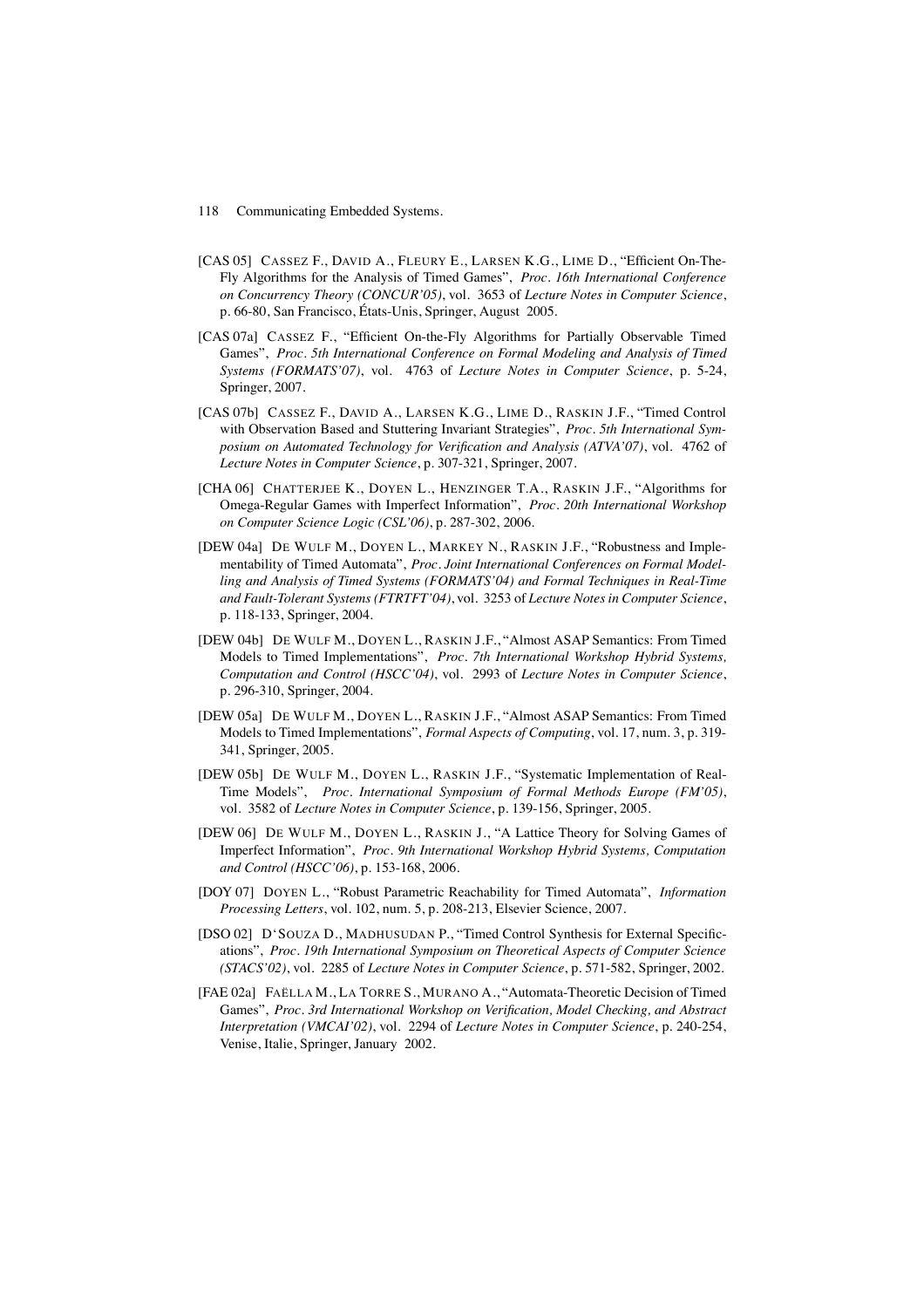[CAS 05] CASSEZ F., DAVID A., FLEURY E., LARSEN K.G., LIME D., "Efficient On-The-Fly Algorithms for the Analysis of Timed Games", *Proc. 16th International Conference on Concurrency Theory (CONCUR'05)*, vol. 3653 of *Lecture Notes in Computer Science*, p. 66-80, San Francisco, États-Unis, Springer, August 2005.

[CAS 07a] CASSEZ F., "Efficient On-the-Fly Algorithms for Partially Observable Timed Games", *Proc. 5th International Conference on Formal Modeling and Analysis of Timed Systems (FORMATS'07)*, vol. 4763 of *Lecture Notes in Computer Science*, p. 5-24, Springer, 2007.

[CAS 07b] CASSEZ F., DAVID A., LARSEN K.G., LIME D., RASKIN J.F., "Timed Control with Observation Based and Stuttering Invariant Strategies", *Proc. 5th International Symposium on Automated Technology for Verification and Analysis (ATVA'07)*, vol. 4762 of *Lecture Notes in Computer Science*, p. 307-321, Springer, 2007.

[CHA 06] CHATTERJEE K., DOYEN L., HENZINGER T.A., RASKIN J.F., "Algorithms for Omega-Regular Games with Imperfect Information", *Proc. 20th International Workshop on Computer Science Logic (CSL'06)*, p. 287-302, 2006.

[DEW 04a] DE WULF M., DOYEN L., MARKEY N., RASKIN J.F., "Robustness and Implementability of Timed Automata", *Proc. Joint International Conferences on Formal Modelling and Analysis of Timed Systems (FORMATS'04) and Formal Techniques in Real-Time and Fault-Tolerant Systems (FTRTFT'04)*, vol. 3253 of *Lecture Notes in Computer Science*, p. 118-133, Springer, 2004.

[DEW 04b] DE WULF M., DOYEN L., RASKIN J.F., "Almost ASAP Semantics: From Timed Models to Timed Implementations", *Proc. 7th International Workshop Hybrid Systems, Computation and Control (HSCC'04)*, vol. 2993 of *Lecture Notes in Computer Science*, p. 296-310, Springer, 2004.

[DEW 05a] DE WULF M., DOYEN L., RASKIN J.F., "Almost ASAP Semantics: From Timed Models to Timed Implementations", *Formal Aspects of Computing*, vol. 17, num. 3, p. 319-341, Springer, 2005.

[DEW 05b] DE WULF M., DOYEN L., RASKIN J.F., "Systematic Implementation of Real-Time Models", *Proc. International Symposium of Formal Methods Europe (FM'05)*, vol. 3582 of *Lecture Notes in Computer Science*, p. 139-156, Springer, 2005.

[DEW 06] DE WULF M., DOYEN L., RASKIN J., "A Lattice Theory for Solving Games of Imperfect Information", *Proc. 9th International Workshop Hybrid Systems, Computation and Control (HSCC'06)*, p. 153-168, 2006.

[DOY 07] DOYEN L., "Robust Parametric Reachability for Timed Automata", *Information Processing Letters*, vol. 102, num. 5, p. 208-213, Elsevier Science, 2007.

[DSO 02] D'SOUZA D., MADHUSUDAN P., "Timed Control Synthesis for External Specifications", *Proc. 19th International Symposium on Theoretical Aspects of Computer Science (STACS'02)*, vol. 2285 of *Lecture Notes in Computer Science*, p. 571-582, Springer, 2002.

[FAE 02a] FAËLLA M., LA TORRE S., MURANO A., "Automata-Theoretic Decision of Timed Games", *Proc. 3rd International Workshop on Verification, Model Checking, and Abstract Interpretation (VMCAI'02)*, vol. 2294 of *Lecture Notes in Computer Science*, p. 240-254, Venise, Italie, Springer, January 2002.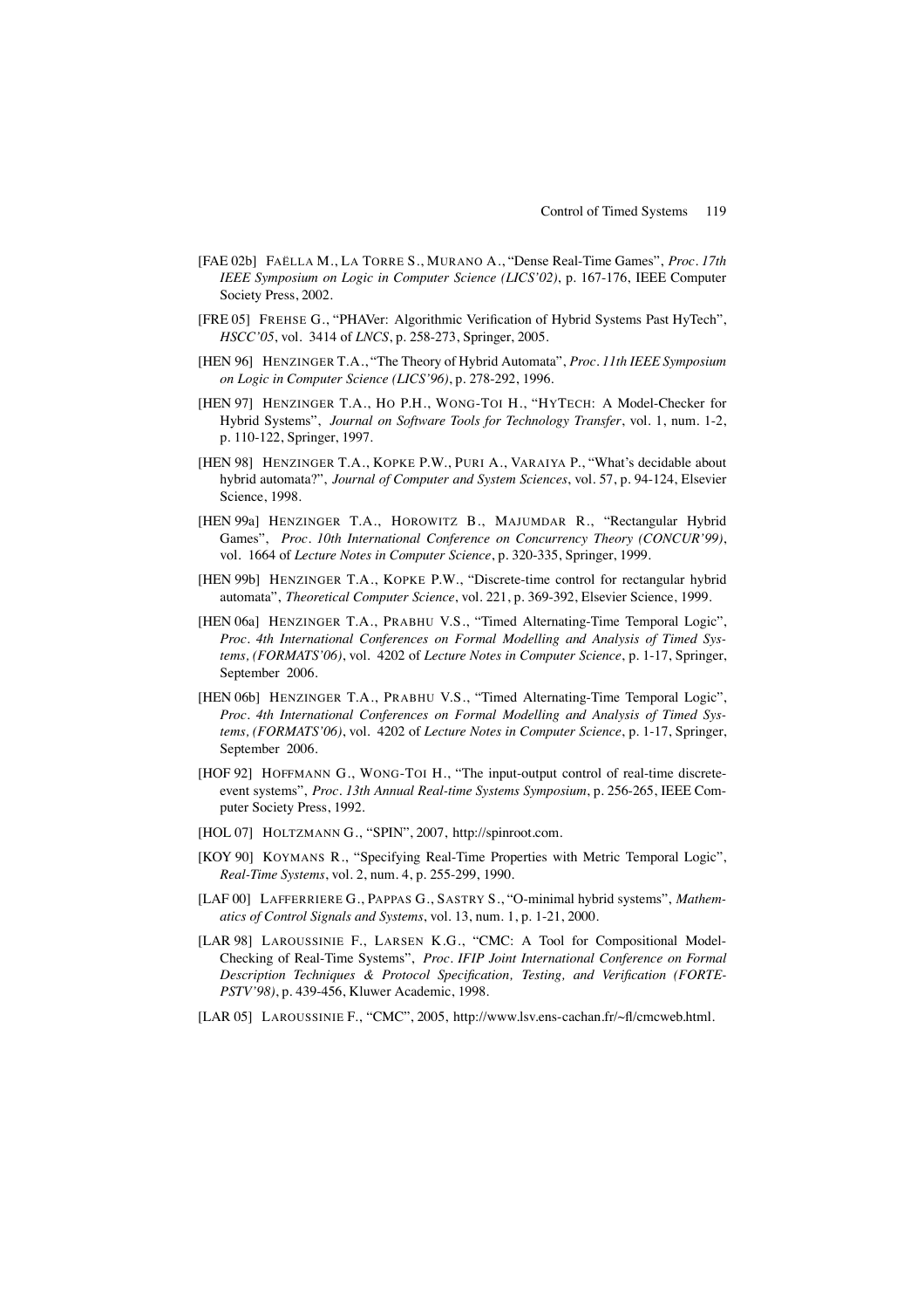[FAE 02b] FAËLLA M., LA TORRE S., MURANO A., "Dense Real-Time Games", *Proc. 17th IEEE Symposium on Logic in Computer Science (LICS'02)*, p. 167-176, IEEE Computer Society Press, 2002.

[FRE 05] FREHSE G., "PHAVer: Algorithmic Verification of Hybrid Systems Past HyTech", *HSCC'05*, vol. 3414 of *LNCS*, p. 258-273, Springer, 2005.

[HEN 96] HENZINGER T.A., "The Theory of Hybrid Automata", *Proc. 11th IEEE Symposium on Logic in Computer Science (LICS'96)*, p. 278-292, 1996.

[HEN 97] HENZINGER T.A., HO P.H., WONG-TOI H., "HYTECH: A Model-Checker for Hybrid Systems", *Journal on Software Tools for Technology Transfer*, vol. 1, num. 1-2, p. 110-122, Springer, 1997.

[HEN 98] HENZINGER T.A., KOPKE P.W., PURI A., VARAIYA P., "What's decidable about hybrid automata?", *Journal of Computer and System Sciences*, vol. 57, p. 94-124, Elsevier Science, 1998.

[HEN 99a] HENZINGER T.A., HOROWITZ B., MAJUMDAR R., "Rectangular Hybrid Games", *Proc. 10th International Conference on Concurrency Theory (CONCUR'99)*, vol. 1664 of *Lecture Notes in Computer Science*, p. 320-335, Springer, 1999.

[HEN 99b] HENZINGER T.A., KOPKE P.W., "Discrete-time control for rectangular hybrid automata", *Theoretical Computer Science*, vol. 221, p. 369-392, Elsevier Science, 1999.

[HEN 06a] HENZINGER T.A., PRABHU V.S., "Timed Alternating-Time Temporal Logic", *Proc. 4th International Conferences on Formal Modelling and Analysis of Timed Systems, (FORMATS'06)*, vol. 4202 of *Lecture Notes in Computer Science*, p. 1-17, Springer, September 2006.

[HEN 06b] HENZINGER T.A., PRABHU V.S., "Timed Alternating-Time Temporal Logic", *Proc. 4th International Conferences on Formal Modelling and Analysis of Timed Systems, (FORMATS'06)*, vol. 4202 of *Lecture Notes in Computer Science*, p. 1-17, Springer, September 2006.

[HOF 92] HOFFMANN G., WONG-TOI H., "The input-output control of real-time discrete-event systems", *Proc. 13th Annual Real-time Systems Symposium*, p. 256-265, IEEE Computer Society Press, 1992.

[HOL 07] HOLTZMANN G., "SPIN", 2007, http://spinroot.com.

[KOY 90] KOYMANS R., "Specifying Real-Time Properties with Metric Temporal Logic", *Real-Time Systems*, vol. 2, num. 4, p. 255-299, 1990.

[LAF 00] LAFFERRIERE G., PAPPAS G., SASTRY S., "O-minimal hybrid systems", *Mathematics of Control Signals and Systems*, vol. 13, num. 1, p. 1-21, 2000.

[LAR 98] LAROUSSINIE F., LARSEN K.G., "CMC: A Tool for Compositional Model-Checking of Real-Time Systems", *Proc. IFIP Joint International Conference on Formal Description Techniques & Protocol Specification, Testing, and Verification (FORTE-PSTV'98)*, p. 439-456, Kluwer Academic, 1998.

[LAR 05] LAROUSSINIE F., "CMC", 2005, http://www.lsv.ens-cachan.fr/~fl/cmcweb.html.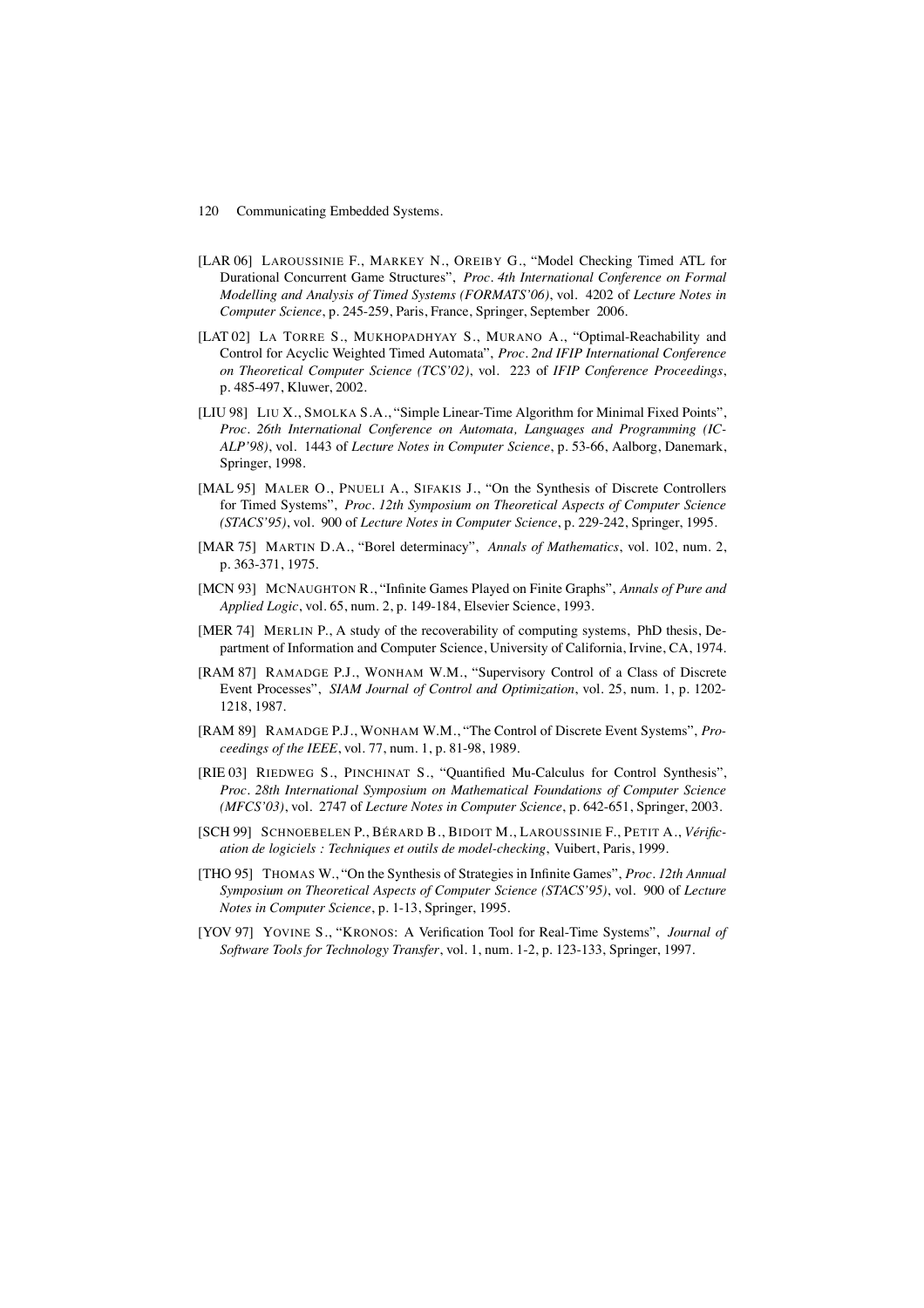[LAR 06] LAROUSSINIE F., MARKEY N., OREIBY G., "Model Checking Timed ATL for Durational Concurrent Game Structures", *Proc. 4th International Conference on Formal Modelling and Analysis of Timed Systems (FORMATS'06)*, vol. 4202 of *Lecture Notes in Computer Science*, p. 245-259, Paris, France, Springer, September 2006.

[LAT 02] LA TORRE S., MUKHOPADHYAY S., MURANO A., "Optimal-Reachability and Control for Acyclic Weighted Timed Automata", *Proc. 2nd IFIP International Conference on Theoretical Computer Science (TCS'02)*, vol. 223 of *IFIP Conference Proceedings*, p. 485-497, Kluwer, 2002.

[LIU 98] LIU X., SMOLKA S.A., "Simple Linear-Time Algorithm for Minimal Fixed Points", *Proc. 26th International Conference on Automata, Languages and Programming (ICALP'98)*, vol. 1443 of *Lecture Notes in Computer Science*, p. 53-66, Aalborg, Danemark, Springer, 1998.

[MAL 95] MALER O., PNUELI A., SIFAKIS J., "On the Synthesis of Discrete Controllers for Timed Systems", *Proc. 12th Symposium on Theoretical Aspects of Computer Science (STACS'95)*, vol. 900 of *Lecture Notes in Computer Science*, p. 229-242, Springer, 1995.

[MAR 75] MARTIN D.A., "Borel determinacy", *Annals of Mathematics*, vol. 102, num. 2, p. 363-371, 1975.

[MCN 93] MCNAUGHTON R., "Infinite Games Played on Finite Graphs", *Annals of Pure and Applied Logic*, vol. 65, num. 2, p. 149-184, Elsevier Science, 1993.

[MER 74] MERLIN P., A study of the recoverability of computing systems, PhD thesis, Department of Information and Computer Science, University of California, Irvine, CA, 1974.

[RAM 87] RAMADGE P.J., WONHAM W.M., "Supervisory Control of a Class of Discrete Event Processes", *SIAM Journal of Control and Optimization*, vol. 25, num. 1, p. 1202-1218, 1987.

[RAM 89] RAMADGE P.J., WONHAM W.M., "The Control of Discrete Event Systems", *Proceedings of the IEEE*, vol. 77, num. 1, p. 81-98, 1989.

[RIE 03] RIEDWEG S., PINCHINAT S., "Quantified Mu-Calculus for Control Synthesis", *Proc. 28th International Symposium on Mathematical Foundations of Computer Science (MFCS'03)*, vol. 2747 of *Lecture Notes in Computer Science*, p. 642-651, Springer, 2003.

[SCH 99] SCHNOEBELEN P., BÉRARD B., BIDOIT M., LAROUSSINIE F., PETIT A., *Vérification de logiciels : Techniques et outils de model-checking*, Vuibert, Paris, 1999.

[THO 95] THOMAS W., "On the Synthesis of Strategies in Infinite Games", *Proc. 12th Annual Symposium on Theoretical Aspects of Computer Science (STACS'95)*, vol. 900 of *Lecture Notes in Computer Science*, p. 1-13, Springer, 1995.

[YOV 97] YOVINE S., "KRONOS: A Verification Tool for Real-Time Systems", *Journal of Software Tools for Technology Transfer*, vol. 1, num. 1-2, p. 123-133, Springer, 1997.